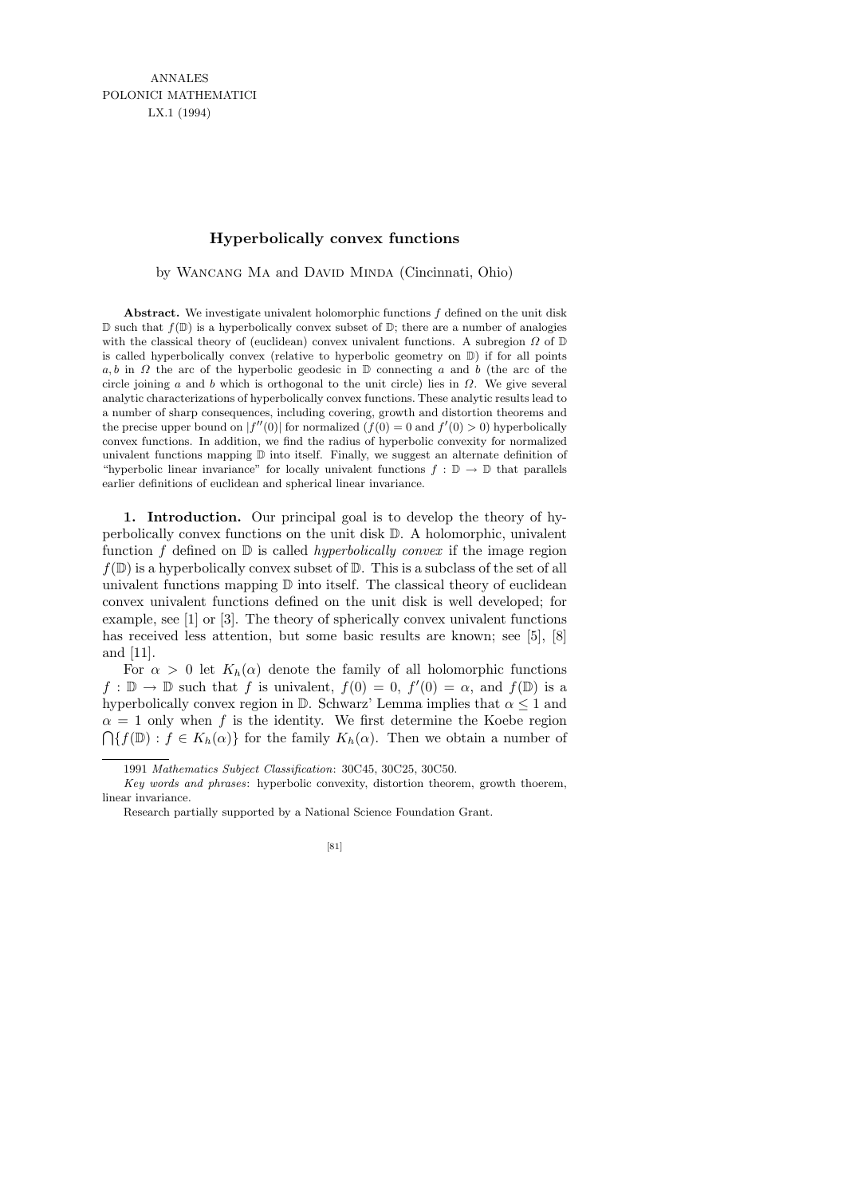ANNALES
POLONICI MATHEMATICI
LX.1 (1994)

# Hyperbolically convex functions

by Wancang Ma and David Minda (Cincinnati, Ohio)

**Abstract.** We investigate univalent holomorphic functions $f$ defined on the unit disk $\mathbb{D}$ such that $f(\mathbb{D})$ is a hyperbolically convex subset of $\mathbb{D}$; there are a number of analogies with the classical theory of (euclidean) convex univalent functions. A subregion $\Omega$ of $\mathbb{D}$ is called hyperbolically convex (relative to hyperbolic geometry on $\mathbb{D}$) if for all points $a, b$ in $\Omega$ the arc of the hyperbolic geodesic in $\mathbb{D}$ connecting $a$ and $b$ (the arc of the circle joining $a$ and $b$ which is orthogonal to the unit circle) lies in $\Omega$. We give several analytic characterizations of hyperbolically convex functions. These analytic results lead to a number of sharp consequences, including covering, growth and distortion theorems and the precise upper bound on $|f''(0)|$ for normalized ($f(0) = 0$ and $f'(0) > 0$) hyperbolically convex functions. In addition, we find the radius of hyperbolic convexity for normalized univalent functions mapping $\mathbb{D}$ into itself. Finally, we suggest an alternate definition of "hyperbolic linear invariance" for locally univalent functions $f : \mathbb{D} \to \mathbb{D}$ that parallels earlier definitions of euclidean and spherical linear invariance.

**1. Introduction.** Our principal goal is to develop the theory of hyperbolically convex functions on the unit disk $\mathbb{D}$. A holomorphic, univalent function $f$ defined on $\mathbb{D}$ is called *hyperbolically convex* if the image region $f(\mathbb{D})$ is a hyperbolically convex subset of $\mathbb{D}$. This is a subclass of the set of all univalent functions mapping $\mathbb{D}$ into itself. The classical theory of euclidean convex univalent functions defined on the unit disk is well developed; for example, see [1] or [3]. The theory of spherically convex univalent functions has received less attention, but some basic results are known; see [5], [8] and [11].

For $\alpha > 0$ let $K_h(\alpha)$ denote the family of all holomorphic functions $f : \mathbb{D} \to \mathbb{D}$ such that $f$ is univalent, $f(0) = 0$, $f'(0) = \alpha$, and $f(\mathbb{D})$ is a hyperbolically convex region in $\mathbb{D}$. Schwarz' Lemma implies that $\alpha \leq 1$ and $\alpha = 1$ only when $f$ is the identity. We first determine the Koebe region $\bigcap\{f(\mathbb{D}) : f \in K_h(\alpha)\}$ for the family $K_h(\alpha)$. Then we obtain a number of

1991 *Mathematics Subject Classification*: 30C45, 30C25, 30C50.

*Key words and phrases*: hyperbolic convexity, distortion theorem, growth thoerem, linear invariance.

Research partially supported by a National Science Foundation Grant.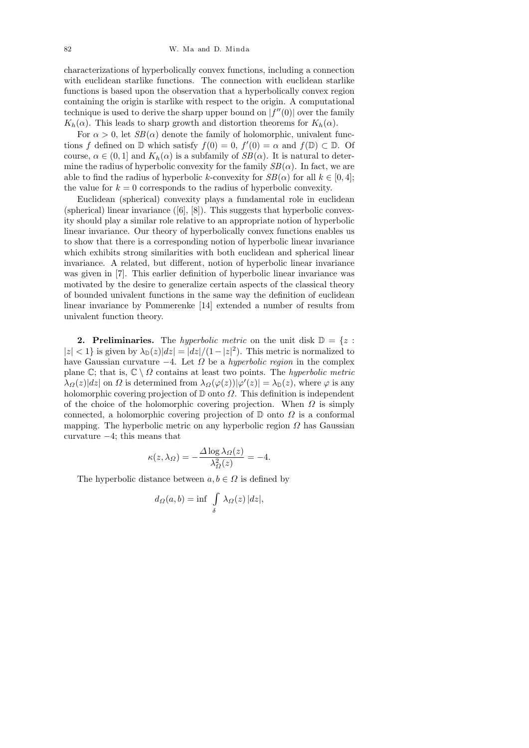characterizations of hyperbolically convex functions, including a connection with euclidean starlike functions. The connection with euclidean starlike functions is based upon the observation that a hyperbolically convex region containing the origin is starlike with respect to the origin. A computational technique is used to derive the sharp upper bound on $|f''(0)|$ over the family $K_h(\alpha)$. This leads to sharp growth and distortion theorems for $K_h(\alpha)$.

For $\alpha > 0$, let $SB(\alpha)$ denote the family of holomorphic, univalent functions $f$ defined on $\mathbb{D}$ which satisfy $f(0) = 0$, $f'(0) = \alpha$ and $f(\mathbb{D}) \subset \mathbb{D}$. Of course, $\alpha \in (0, 1]$ and $K_h(\alpha)$ is a subfamily of $SB(\alpha)$. It is natural to determine the radius of hyperbolic convexity for the family $SB(\alpha)$. In fact, we are able to find the radius of hyperbolic $k$-convexity for $SB(\alpha)$ for all $k \in [0, 4]$; the value for $k = 0$ corresponds to the radius of hyperbolic convexity.

Euclidean (spherical) convexity plays a fundamental role in euclidean (spherical) linear invariance ([6], [8]). This suggests that hyperbolic convexity should play a similar role relative to an appropriate notion of hyperbolic linear invariance. Our theory of hyperbolically convex functions enables us to show that there is a corresponding notion of hyperbolic linear invariance which exhibits strong similarities with both euclidean and spherical linear invariance. A related, but different, notion of hyperbolic linear invariance was given in [7]. This earlier definition of hyperbolic linear invariance was motivated by the desire to generalize certain aspects of the classical theory of bounded univalent functions in the same way the definition of euclidean linear invariance by Pommerenke [14] extended a number of results from univalent function theory.

**2. Preliminaries.** The *hyperbolic metric* on the unit disk $\mathbb{D} = \{z : |z| < 1\}$ is given by $\lambda_{\mathbb{D}}(z)|dz| = |dz|/(1-|z|^2)$. This metric is normalized to have Gaussian curvature $-4$. Let $\Omega$ be a *hyperbolic region* in the complex plane $\mathbb{C}$; that is, $\mathbb{C} \setminus \Omega$ contains at least two points. The *hyperbolic metric* $\lambda_\Omega(z)|dz|$ on $\Omega$ is determined from $\lambda_\Omega(\varphi(z))|\varphi'(z)| = \lambda_{\mathbb{D}}(z)$, where $\varphi$ is any holomorphic covering projection of $\mathbb{D}$ onto $\Omega$. This definition is independent of the choice of the holomorphic covering projection. When $\Omega$ is simply connected, a holomorphic covering projection of $\mathbb{D}$ onto $\Omega$ is a conformal mapping. The hyperbolic metric on any hyperbolic region $\Omega$ has Gaussian curvature $-4$; this means that

$$\kappa(z, \lambda_\Omega) = -\frac{\Delta \log \lambda_\Omega(z)}{\lambda_\Omega^2(z)} = -4.$$

The hyperbolic distance between $a, b \in \Omega$ is defined by

$$d_\Omega(a, b) = \inf \int_\delta \lambda_\Omega(z)\,|dz|,$$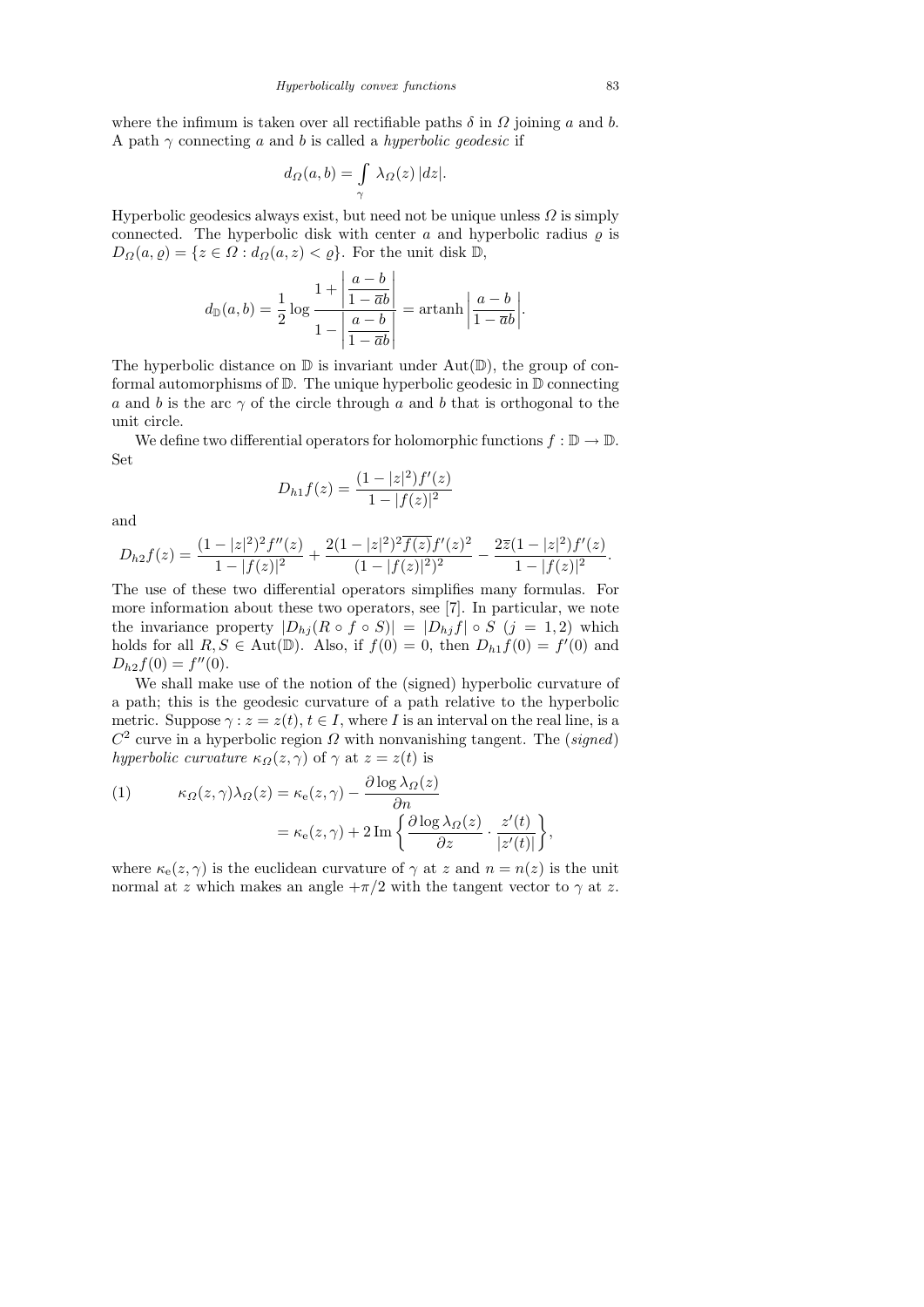where the infimum is taken over all rectifiable paths $\delta$ in $\Omega$ joining $a$ and $b$. A path $\gamma$ connecting $a$ and $b$ is called a *hyperbolic geodesic* if

$$d_\Omega(a,b) = \int_\gamma \lambda_\Omega(z)\,|dz|.$$

Hyperbolic geodesics always exist, but need not be unique unless $\Omega$ is simply connected. The hyperbolic disk with center $a$ and hyperbolic radius $\varrho$ is $D_\Omega(a,\varrho) = \{z \in \Omega : d_\Omega(a,z) < \varrho\}$. For the unit disk $\mathbb{D}$,

$$d_{\mathbb{D}}(a,b) = \frac{1}{2}\log\frac{1 + \left|\dfrac{a-b}{1-\overline{a}b}\right|}{1 - \left|\dfrac{a-b}{1-\overline{a}b}\right|} = \operatorname{artanh}\left|\frac{a-b}{1-\overline{a}b}\right|.$$

The hyperbolic distance on $\mathbb{D}$ is invariant under $\operatorname{Aut}(\mathbb{D})$, the group of conformal automorphisms of $\mathbb{D}$. The unique hyperbolic geodesic in $\mathbb{D}$ connecting $a$ and $b$ is the arc $\gamma$ of the circle through $a$ and $b$ that is orthogonal to the unit circle.

We define two differential operators for holomorphic functions $f : \mathbb{D} \to \mathbb{D}$. Set

$$D_{h1}f(z) = \frac{(1-|z|^2)f'(z)}{1-|f(z)|^2}$$

and

$$D_{h2}f(z) = \frac{(1-|z|^2)^2 f''(z)}{1-|f(z)|^2} + \frac{2(1-|z|^2)^2\overline{f(z)}f'(z)^2}{(1-|f(z)|^2)^2} - \frac{2\overline{z}(1-|z|^2)f'(z)}{1-|f(z)|^2}.$$

The use of these two differential operators simplifies many formulas. For more information about these two operators, see [7]. In particular, we note the invariance property $|D_{hj}(R \circ f \circ S)| = |D_{hj}f| \circ S$ $(j = 1,2)$ which holds for all $R, S \in \operatorname{Aut}(\mathbb{D})$. Also, if $f(0) = 0$, then $D_{h1}f(0) = f'(0)$ and $D_{h2}f(0) = f''(0)$.

We shall make use of the notion of the (signed) hyperbolic curvature of a path; this is the geodesic curvature of a path relative to the hyperbolic metric. Suppose $\gamma : z = z(t)$, $t \in I$, where $I$ is an interval on the real line, is a $C^2$ curve in a hyperbolic region $\Omega$ with nonvanishing tangent. The (*signed*) *hyperbolic curvature* $\kappa_\Omega(z,\gamma)$ of $\gamma$ at $z = z(t)$ is

$$\begin{aligned}
(1)\qquad \kappa_\Omega(z,\gamma)\lambda_\Omega(z) &= \kappa_{\mathrm{e}}(z,\gamma) - \frac{\partial \log \lambda_\Omega(z)}{\partial n} \\
&= \kappa_{\mathrm{e}}(z,\gamma) + 2\,\operatorname{Im}\left\{\frac{\partial \log \lambda_\Omega(z)}{\partial z} \cdot \frac{z'(t)}{|z'(t)|}\right\},
\end{aligned}$$

where $\kappa_{\mathrm{e}}(z,\gamma)$ is the euclidean curvature of $\gamma$ at $z$ and $n = n(z)$ is the unit normal at $z$ which makes an angle $+\pi/2$ with the tangent vector to $\gamma$ at $z$.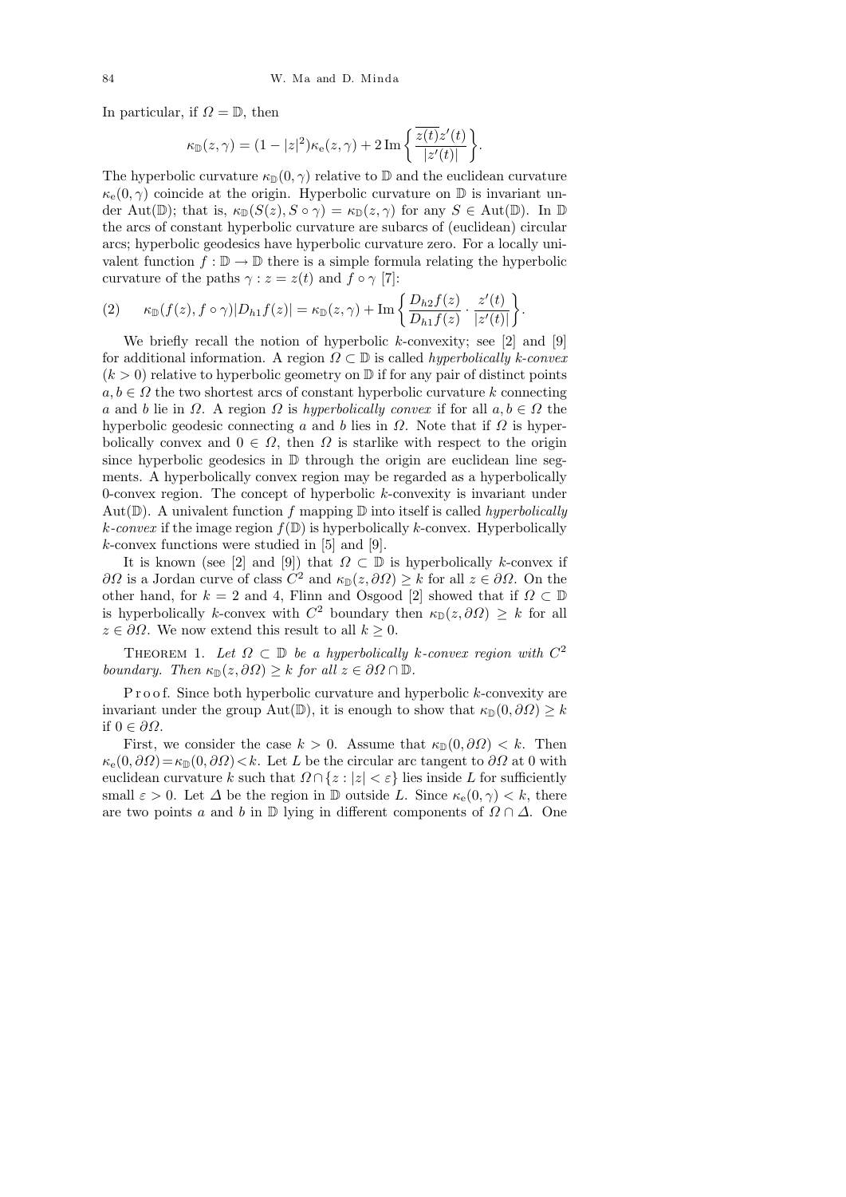In particular, if $\Omega = \mathbb{D}$, then

$$\kappa_{\mathbb{D}}(z,\gamma) = (1-|z|^2)\kappa_{\mathrm{e}}(z,\gamma) + 2\,\mathrm{Im}\left\{\frac{\overline{z(t)}z'(t)}{|z'(t)|}\right\}.$$

The hyperbolic curvature $\kappa_{\mathbb{D}}(0,\gamma)$ relative to $\mathbb{D}$ and the euclidean curvature $\kappa_{\mathrm{e}}(0,\gamma)$ coincide at the origin. Hyperbolic curvature on $\mathbb{D}$ is invariant under $\mathrm{Aut}(\mathbb{D})$; that is, $\kappa_{\mathbb{D}}(S(z), S\circ\gamma) = \kappa_{\mathbb{D}}(z,\gamma)$ for any $S \in \mathrm{Aut}(\mathbb{D})$. In $\mathbb{D}$ the arcs of constant hyperbolic curvature are subarcs of (euclidean) circular arcs; hyperbolic geodesics have hyperbolic curvature zero. For a locally univalent function $f : \mathbb{D} \to \mathbb{D}$ there is a simple formula relating the hyperbolic curvature of the paths $\gamma : z = z(t)$ and $f \circ \gamma$ [7]:

$$(2) \qquad \kappa_{\mathbb{D}}(f(z), f\circ\gamma)|D_{h1}f(z)| = \kappa_{\mathbb{D}}(z,\gamma) + \mathrm{Im}\left\{\frac{D_{h2}f(z)}{D_{h1}f(z)}\cdot\frac{z'(t)}{|z'(t)|}\right\}.$$

We briefly recall the notion of hyperbolic $k$-convexity; see [2] and [9] for additional information. A region $\Omega \subset \mathbb{D}$ is called *hyperbolically $k$-convex* ($k > 0$) relative to hyperbolic geometry on $\mathbb{D}$ if for any pair of distinct points $a, b \in \Omega$ the two shortest arcs of constant hyperbolic curvature $k$ connecting $a$ and $b$ lie in $\Omega$. A region $\Omega$ is *hyperbolically convex* if for all $a, b \in \Omega$ the hyperbolic geodesic connecting $a$ and $b$ lies in $\Omega$. Note that if $\Omega$ is hyperbolically convex and $0 \in \Omega$, then $\Omega$ is starlike with respect to the origin since hyperbolic geodesics in $\mathbb{D}$ through the origin are euclidean line segments. A hyperbolically convex region may be regarded as a hyperbolically 0-convex region. The concept of hyperbolic $k$-convexity is invariant under $\mathrm{Aut}(\mathbb{D})$. A univalent function $f$ mapping $\mathbb{D}$ into itself is called *hyperbolically $k$-convex* if the image region $f(\mathbb{D})$ is hyperbolically $k$-convex. Hyperbolically $k$-convex functions were studied in [5] and [9].

It is known (see [2] and [9]) that $\Omega \subset \mathbb{D}$ is hyperbolically $k$-convex if $\partial\Omega$ is a Jordan curve of class $C^2$ and $\kappa_{\mathbb{D}}(z, \partial\Omega) \ge k$ for all $z \in \partial\Omega$. On the other hand, for $k = 2$ and 4, Flinn and Osgood [2] showed that if $\Omega \subset \mathbb{D}$ is hyperbolically $k$-convex with $C^2$ boundary then $\kappa_{\mathbb{D}}(z, \partial\Omega) \ge k$ for all $z \in \partial\Omega$. We now extend this result to all $k \ge 0$.

Theorem 1. *Let $\Omega \subset \mathbb{D}$ be a hyperbolically $k$-convex region with $C^2$ boundary. Then $\kappa_{\mathbb{D}}(z, \partial\Omega) \ge k$ for all $z \in \partial\Omega \cap \mathbb{D}$.*

Proof. Since both hyperbolic curvature and hyperbolic $k$-convexity are invariant under the group $\mathrm{Aut}(\mathbb{D})$, it is enough to show that $\kappa_{\mathbb{D}}(0, \partial\Omega) \ge k$ if $0 \in \partial\Omega$.

First, we consider the case $k > 0$. Assume that $\kappa_{\mathbb{D}}(0, \partial\Omega) < k$. Then $\kappa_{\mathrm{e}}(0, \partial\Omega) = \kappa_{\mathbb{D}}(0, \partial\Omega) < k$. Let $L$ be the circular arc tangent to $\partial\Omega$ at 0 with euclidean curvature $k$ such that $\Omega \cap \{z : |z| < \varepsilon\}$ lies inside $L$ for sufficiently small $\varepsilon > 0$. Let $\Delta$ be the region in $\mathbb{D}$ outside $L$. Since $\kappa_{\mathrm{e}}(0, \gamma) < k$, there are two points $a$ and $b$ in $\mathbb{D}$ lying in different components of $\Omega \cap \Delta$. One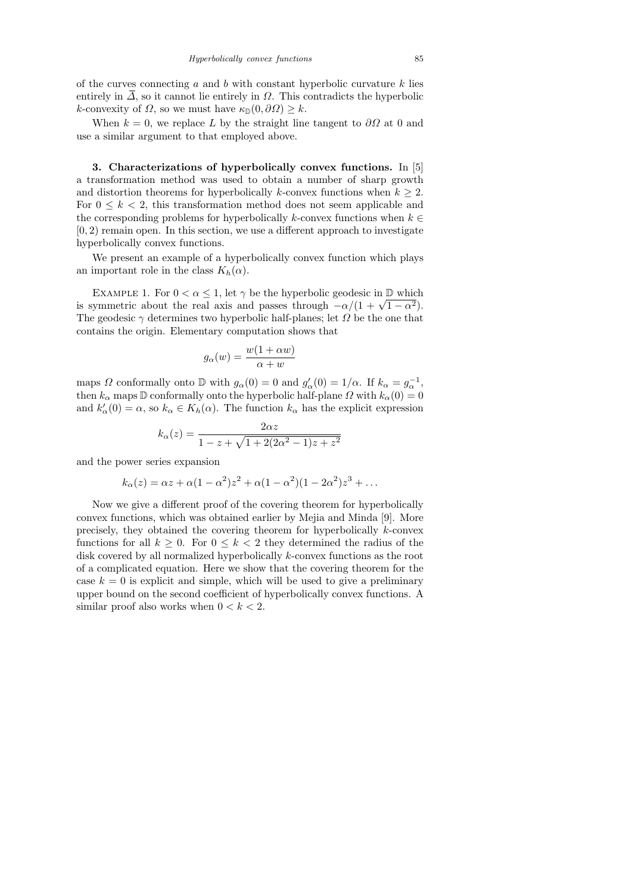of the curves connecting $a$ and $b$ with constant hyperbolic curvature $k$ lies entirely in $\overline{\Delta}$, so it cannot lie entirely in $\Omega$. This contradicts the hyperbolic $k$-convexity of $\Omega$, so we must have $\kappa_{\mathbb{D}}(0, \partial\Omega) \geq k$.

When $k = 0$, we replace $L$ by the straight line tangent to $\partial\Omega$ at 0 and use a similar argument to that employed above.

**3. Characterizations of hyperbolically convex functions.** In [5] a transformation method was used to obtain a number of sharp growth and distortion theorems for hyperbolically $k$-convex functions when $k \geq 2$. For $0 \leq k < 2$, this transformation method does not seem applicable and the corresponding problems for hyperbolically $k$-convex functions when $k \in [0, 2)$ remain open. In this section, we use a different approach to investigate hyperbolically convex functions.

We present an example of a hyperbolically convex function which plays an important role in the class $K_h(\alpha)$.

Example 1. For $0 < \alpha \leq 1$, let $\gamma$ be the hyperbolic geodesic in $\mathbb{D}$ which is symmetric about the real axis and passes through $-\alpha/(1 + \sqrt{1 - \alpha^2})$. The geodesic $\gamma$ determines two hyperbolic half-planes; let $\Omega$ be the one that contains the origin. Elementary computation shows that

$$g_\alpha(w) = \frac{w(1 + \alpha w)}{\alpha + w}$$

maps $\Omega$ conformally onto $\mathbb{D}$ with $g_\alpha(0) = 0$ and $g'_\alpha(0) = 1/\alpha$. If $k_\alpha = g_\alpha^{-1}$, then $k_\alpha$ maps $\mathbb{D}$ conformally onto the hyperbolic half-plane $\Omega$ with $k_\alpha(0) = 0$ and $k'_\alpha(0) = \alpha$, so $k_\alpha \in K_h(\alpha)$. The function $k_\alpha$ has the explicit expression

$$k_\alpha(z) = \frac{2\alpha z}{1 - z + \sqrt{1 + 2(2\alpha^2 - 1)z + z^2}}$$

and the power series expansion

$$k_\alpha(z) = \alpha z + \alpha(1 - \alpha^2)z^2 + \alpha(1 - \alpha^2)(1 - 2\alpha^2)z^3 + \ldots$$

Now we give a different proof of the covering theorem for hyperbolically convex functions, which was obtained earlier by Mejia and Minda [9]. More precisely, they obtained the covering theorem for hyperbolically $k$-convex functions for all $k \geq 0$. For $0 \leq k < 2$ they determined the radius of the disk covered by all normalized hyperbolically $k$-convex functions as the root of a complicated equation. Here we show that the covering theorem for the case $k = 0$ is explicit and simple, which will be used to give a preliminary upper bound on the second coefficient of hyperbolically convex functions. A similar proof also works when $0 < k < 2$.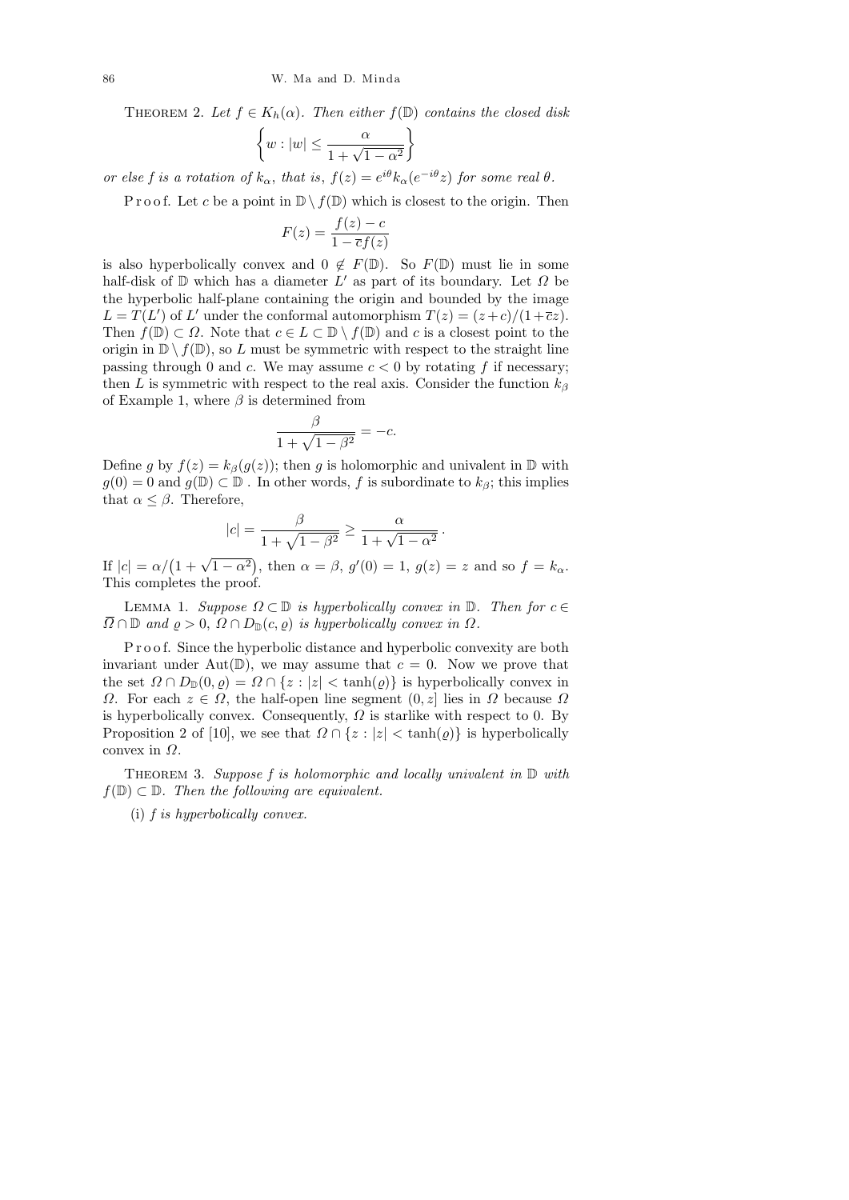THEOREM 2. *Let $f \in K_h(\alpha)$. Then either $f(\mathbb{D})$ contains the closed disk*

$$\left\{ w : |w| \le \frac{\alpha}{1+\sqrt{1-\alpha^2}} \right\}$$

*or else $f$ is a rotation of $k_\alpha$, that is, $f(z) = e^{i\theta} k_\alpha(e^{-i\theta} z)$ for some real $\theta$.*

Proof. Let $c$ be a point in $\mathbb{D} \setminus f(\mathbb{D})$ which is closest to the origin. Then

$$F(z) = \frac{f(z) - c}{1 - \overline{c} f(z)}$$

is also hyperbolically convex and $0 \notin F(\mathbb{D})$. So $F(\mathbb{D})$ must lie in some half-disk of $\mathbb{D}$ which has a diameter $L'$ as part of its boundary. Let $\Omega$ be the hyperbolic half-plane containing the origin and bounded by the image $L = T(L')$ of $L'$ under the conformal automorphism $T(z) = (z+c)/(1+\overline{c}z)$. Then $f(\mathbb{D}) \subset \Omega$. Note that $c \in L \subset \mathbb{D} \setminus f(\mathbb{D})$ and $c$ is a closest point to the origin in $\mathbb{D} \setminus f(\mathbb{D})$, so $L$ must be symmetric with respect to the straight line passing through $0$ and $c$. We may assume $c < 0$ by rotating $f$ if necessary; then $L$ is symmetric with respect to the real axis. Consider the function $k_\beta$ of Example 1, where $\beta$ is determined from

$$\frac{\beta}{1+\sqrt{1-\beta^2}} = -c.$$

Define $g$ by $f(z) = k_\beta(g(z))$; then $g$ is holomorphic and univalent in $\mathbb{D}$ with $g(0) = 0$ and $g(\mathbb{D}) \subset \mathbb{D}$ . In other words, $f$ is subordinate to $k_\beta$; this implies that $\alpha \le \beta$. Therefore,

$$|c| = \frac{\beta}{1+\sqrt{1-\beta^2}} \ge \frac{\alpha}{1+\sqrt{1-\alpha^2}}\,.$$

If $|c| = \alpha/\big(1+\sqrt{1-\alpha^2}\big)$, then $\alpha = \beta$, $g'(0) = 1$, $g(z) = z$ and so $f = k_\alpha$. This completes the proof.

LEMMA 1. *Suppose $\Omega \subset \mathbb{D}$ is hyperbolically convex in $\mathbb{D}$. Then for $c \in \overline{\Omega} \cap \mathbb{D}$ and $\varrho > 0$, $\Omega \cap D_{\mathbb{D}}(c, \varrho)$ is hyperbolically convex in $\Omega$.*

Proof. Since the hyperbolic distance and hyperbolic convexity are both invariant under $\mathrm{Aut}(\mathbb{D})$, we may assume that $c = 0$. Now we prove that the set $\Omega \cap D_{\mathbb{D}}(0, \varrho) = \Omega \cap \{z : |z| < \tanh(\varrho)\}$ is hyperbolically convex in $\Omega$. For each $z \in \Omega$, the half-open line segment $(0, z]$ lies in $\Omega$ because $\Omega$ is hyperbolically convex. Consequently, $\Omega$ is starlike with respect to 0. By Proposition 2 of [10], we see that $\Omega \cap \{z : |z| < \tanh(\varrho)\}$ is hyperbolically convex in $\Omega$.

THEOREM 3. *Suppose $f$ is holomorphic and locally univalent in $\mathbb{D}$ with $f(\mathbb{D}) \subset \mathbb{D}$. Then the following are equivalent.*

(i) *$f$ is hyperbolically convex.*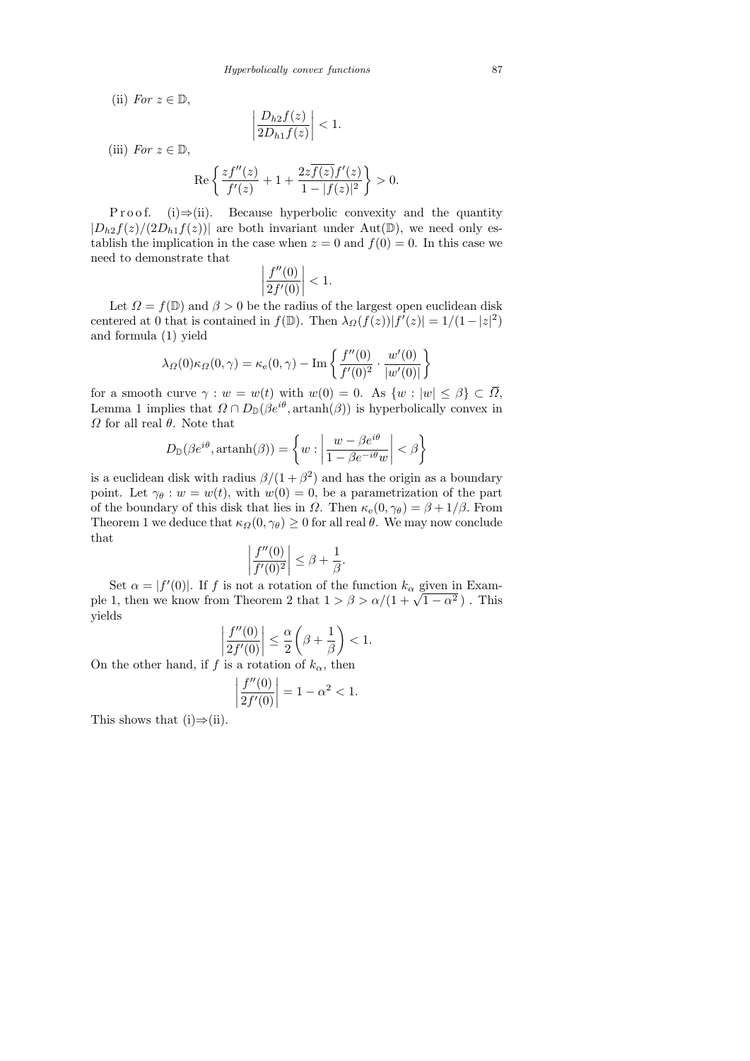(ii) *For* $z \in \mathbb{D}$,

$$\left| \frac{D_{h2} f(z)}{2 D_{h1} f(z)} \right| < 1.$$

(iii) *For* $z \in \mathbb{D}$,

$$\operatorname{Re} \left\{ \frac{z f''(z)}{f'(z)} + 1 + \frac{2 z \overline{f(z)} f'(z)}{1 - |f(z)|^2} \right\} > 0.$$

Proof. (i)⇒(ii). Because hyperbolic convexity and the quantity $|D_{h2} f(z)/(2 D_{h1} f(z))|$ are both invariant under $\operatorname{Aut}(\mathbb{D})$, we need only establish the implication in the case when $z = 0$ and $f(0) = 0$. In this case we need to demonstrate that

$$\left| \frac{f''(0)}{2 f'(0)} \right| < 1.$$

Let $\Omega = f(\mathbb{D})$ and $\beta > 0$ be the radius of the largest open euclidean disk centered at 0 that is contained in $f(\mathbb{D})$. Then $\lambda_\Omega(f(z))|f'(z)| = 1/(1-|z|^2)$ and formula (1) yield

$$\lambda_\Omega(0) \kappa_\Omega(0, \gamma) = \kappa_{\mathrm{e}}(0, \gamma) - \operatorname{Im} \left\{ \frac{f''(0)}{f'(0)^2} \cdot \frac{w'(0)}{|w'(0)|} \right\}$$

for a smooth curve $\gamma : w = w(t)$ with $w(0) = 0$. As $\{w : |w| \leq \beta\} \subset \overline{\Omega}$, Lemma 1 implies that $\Omega \cap D_{\mathbb{D}}(\beta e^{i\theta}, \operatorname{artanh}(\beta))$ is hyperbolically convex in $\Omega$ for all real $\theta$. Note that

$$D_{\mathbb{D}}(\beta e^{i\theta}, \operatorname{artanh}(\beta)) = \left\{ w : \left| \frac{w - \beta e^{i\theta}}{1 - \beta e^{-i\theta} w} \right| < \beta \right\}$$

is a euclidean disk with radius $\beta/(1+\beta^2)$ and has the origin as a boundary point. Let $\gamma_\theta : w = w(t)$, with $w(0) = 0$, be a parametrization of the part of the boundary of this disk that lies in $\Omega$. Then $\kappa_{\mathrm{e}}(0, \gamma_\theta) = \beta + 1/\beta$. From Theorem 1 we deduce that $\kappa_\Omega(0, \gamma_\theta) \geq 0$ for all real $\theta$. We may now conclude that

$$\left| \frac{f''(0)}{f'(0)^2} \right| \leq \beta + \frac{1}{\beta}.$$

Set $\alpha = |f'(0)|$. If $f$ is not a rotation of the function $k_\alpha$ given in Example 1, then we know from Theorem 2 that $1 > \beta > \alpha/(1 + \sqrt{1 - \alpha^2})$ . This yields

$$\left| \frac{f''(0)}{2 f'(0)} \right| \leq \frac{\alpha}{2} \left( \beta + \frac{1}{\beta} \right) < 1.$$

On the other hand, if $f$ is a rotation of $k_\alpha$, then

$$\left| \frac{f''(0)}{2 f'(0)} \right| = 1 - \alpha^2 < 1.$$

This shows that (i)⇒(ii).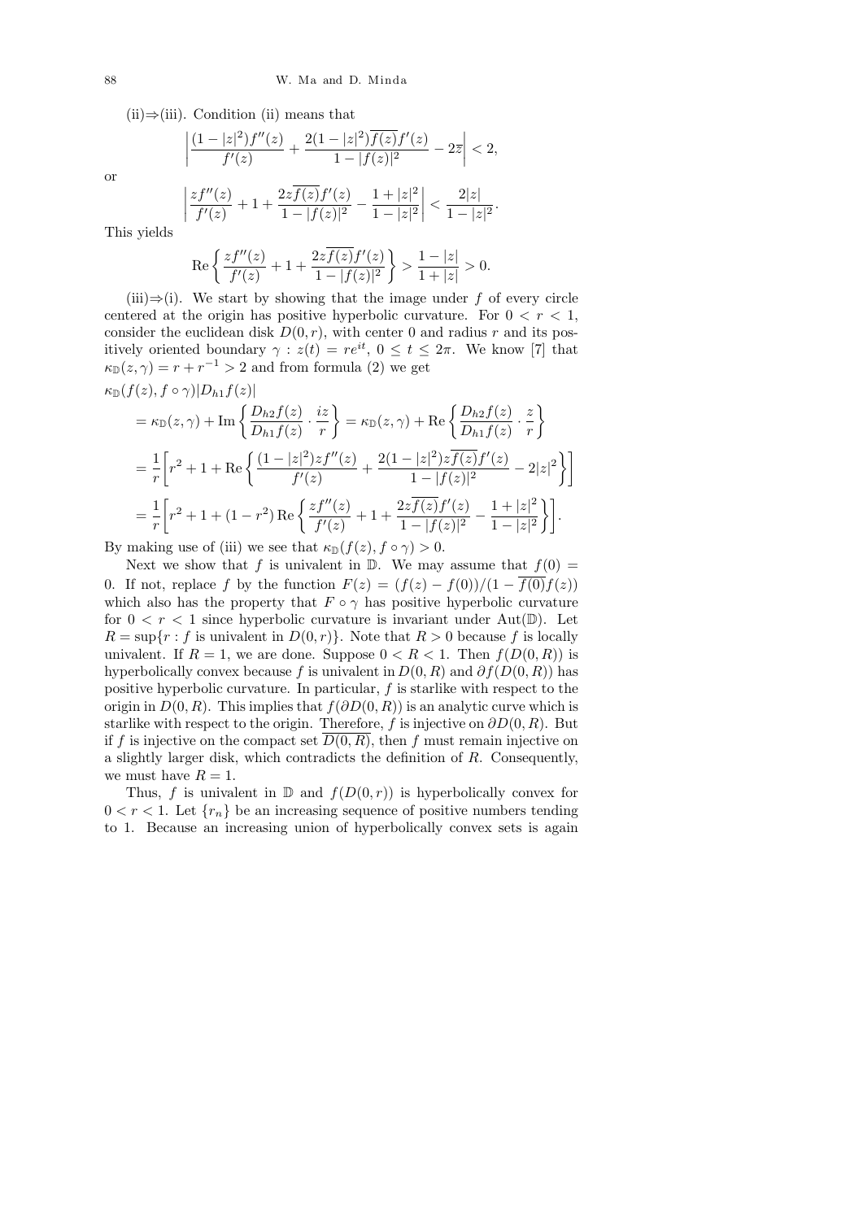(ii)⇒(iii). Condition (ii) means that

$$\left|\frac{(1-|z|^2)f''(z)}{f'(z)} + \frac{2(1-|z|^2)\overline{f(z)}f'(z)}{1-|f(z)|^2} - 2\overline{z}\right| < 2,$$

or

$$\left|\frac{zf''(z)}{f'(z)} + 1 + \frac{2z\overline{f(z)}f'(z)}{1-|f(z)|^2} - \frac{1+|z|^2}{1-|z|^2}\right| < \frac{2|z|}{1-|z|^2}.$$

This yields

$$\mathrm{Re}\left\{\frac{zf''(z)}{f'(z)} + 1 + \frac{2z\overline{f(z)}f'(z)}{1-|f(z)|^2}\right\} > \frac{1-|z|}{1+|z|} > 0.$$

(iii)⇒(i). We start by showing that the image under $f$ of every circle centered at the origin has positive hyperbolic curvature. For $0 < r < 1$, consider the euclidean disk $D(0,r)$, with center 0 and radius $r$ and its positively oriented boundary $\gamma : z(t) = re^{it}$, $0 \le t \le 2\pi$. We know [7] that $\kappa_{\mathbb{D}}(z,\gamma) = r + r^{-1} > 2$ and from formula (2) we get

$$\begin{aligned}
&\kappa_{\mathbb{D}}(f(z), f\circ\gamma)|D_{h1}f(z)| \\
&= \kappa_{\mathbb{D}}(z,\gamma) + \mathrm{Im}\left\{\frac{D_{h2}f(z)}{D_{h1}f(z)}\cdot\frac{iz}{r}\right\} = \kappa_{\mathbb{D}}(z,\gamma) + \mathrm{Re}\left\{\frac{D_{h2}f(z)}{D_{h1}f(z)}\cdot\frac{z}{r}\right\} \\
&= \frac{1}{r}\left[r^2 + 1 + \mathrm{Re}\left\{\frac{(1-|z|^2)zf''(z)}{f'(z)} + \frac{2(1-|z|^2)z\overline{f(z)}f'(z)}{1-|f(z)|^2} - 2|z|^2\right\}\right] \\
&= \frac{1}{r}\left[r^2 + 1 + (1-r^2)\,\mathrm{Re}\left\{\frac{zf''(z)}{f'(z)} + 1 + \frac{2z\overline{f(z)}f'(z)}{1-|f(z)|^2} - \frac{1+|z|^2}{1-|z|^2}\right\}\right].
\end{aligned}$$

By making use of (iii) we see that $\kappa_{\mathbb{D}}(f(z), f\circ\gamma) > 0$.

Next we show that $f$ is univalent in $\mathbb{D}$. We may assume that $f(0) = 0$. If not, replace $f$ by the function $F(z) = (f(z) - f(0))/(1-\overline{f(0)}f(z))$ which also has the property that $F\circ\gamma$ has positive hyperbolic curvature for $0 < r < 1$ since hyperbolic curvature is invariant under $\mathrm{Aut}(\mathbb{D})$. Let $R = \sup\{r : f \text{ is univalent in } D(0,r)\}$. Note that $R > 0$ because $f$ is locally univalent. If $R = 1$, we are done. Suppose $0 < R < 1$. Then $f(D(0,R))$ is hyperbolically convex because $f$ is univalent in $D(0,R)$ and $\partial f(D(0,R))$ has positive hyperbolic curvature. In particular, $f$ is starlike with respect to the origin in $D(0,R)$. This implies that $f(\partial D(0,R))$ is an analytic curve which is starlike with respect to the origin. Therefore, $f$ is injective on $\partial D(0,R)$. But if $f$ is injective on the compact set $\overline{D(0,R)}$, then $f$ must remain injective on a slightly larger disk, which contradicts the definition of $R$. Consequently, we must have $R = 1$.

Thus, $f$ is univalent in $\mathbb{D}$ and $f(D(0,r))$ is hyperbolically convex for $0 < r < 1$. Let $\{r_n\}$ be an increasing sequence of positive numbers tending to 1. Because an increasing union of hyperbolically convex sets is again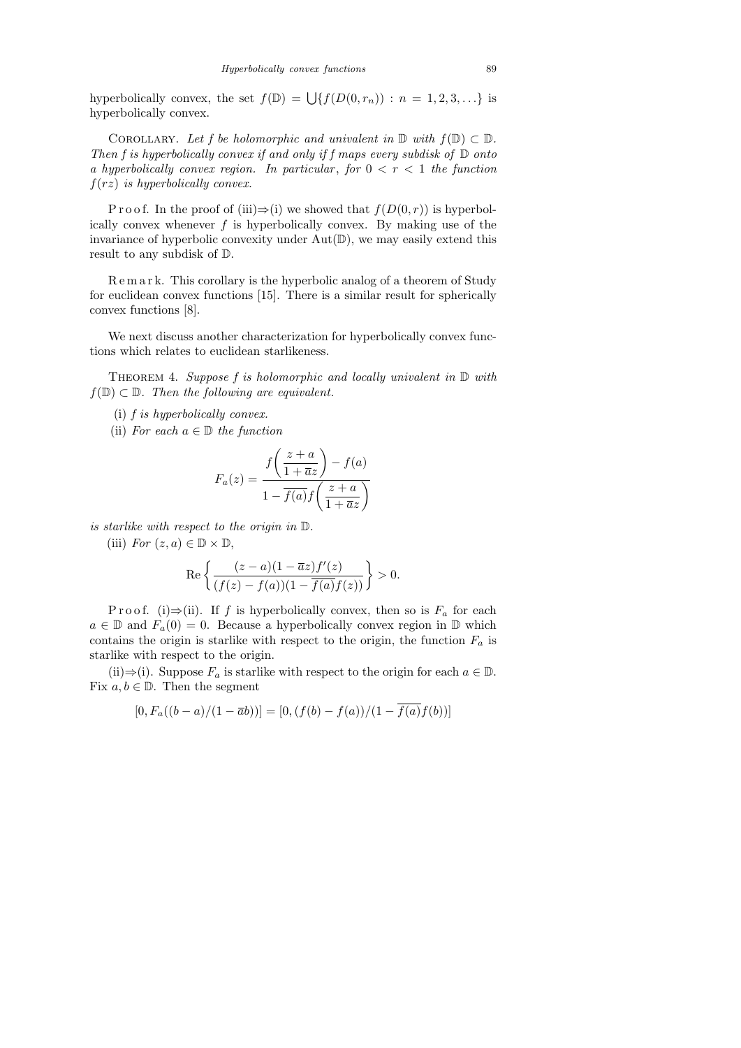hyperbolically convex, the set $f(\mathbb{D}) = \bigcup\{f(D(0, r_n)) : n = 1, 2, 3, \ldots\}$ is hyperbolically convex.

Corollary. *Let $f$ be holomorphic and univalent in $\mathbb{D}$ with $f(\mathbb{D}) \subset \mathbb{D}$. Then $f$ is hyperbolically convex if and only if $f$ maps every subdisk of $\mathbb{D}$ onto a hyperbolically convex region. In particular, for $0 < r < 1$ the function $f(rz)$ is hyperbolically convex.*

Proof. In the proof of (iii)⇒(i) we showed that $f(D(0, r))$ is hyperbolically convex whenever $f$ is hyperbolically convex. By making use of the invariance of hyperbolic convexity under $\mathrm{Aut}(\mathbb{D})$, we may easily extend this result to any subdisk of $\mathbb{D}$.

Remark. This corollary is the hyperbolic analog of a theorem of Study for euclidean convex functions [15]. There is a similar result for spherically convex functions [8].

We next discuss another characterization for hyperbolically convex functions which relates to euclidean starlikeness.

Theorem 4. *Suppose $f$ is holomorphic and locally univalent in $\mathbb{D}$ with $f(\mathbb{D}) \subset \mathbb{D}$. Then the following are equivalent.*

(i) *$f$ is hyperbolically convex.*

(ii) *For each $a \in \mathbb{D}$ the function*

$$F_a(z) = \frac{f\left(\dfrac{z+a}{1+\overline{a}z}\right) - f(a)}{1 - \overline{f(a)}f\left(\dfrac{z+a}{1+\overline{a}z}\right)}$$

*is starlike with respect to the origin in $\mathbb{D}$.*

(iii) *For $(z, a) \in \mathbb{D} \times \mathbb{D}$,*

$$\mathrm{Re}\left\{\frac{(z-a)(1-\overline{a}z)f'(z)}{(f(z)-f(a))(1-\overline{f(a)}f(z))}\right\} > 0.$$

Proof. (i)⇒(ii). If $f$ is hyperbolically convex, then so is $F_a$ for each $a \in \mathbb{D}$ and $F_a(0) = 0$. Because a hyperbolically convex region in $\mathbb{D}$ which contains the origin is starlike with respect to the origin, the function $F_a$ is starlike with respect to the origin.

(ii)⇒(i). Suppose $F_a$ is starlike with respect to the origin for each $a \in \mathbb{D}$. Fix $a, b \in \mathbb{D}$. Then the segment

$$[0, F_a((b-a)/(1-\overline{a}b))] = [0, (f(b)-f(a))/(1-\overline{f(a)}f(b))]$$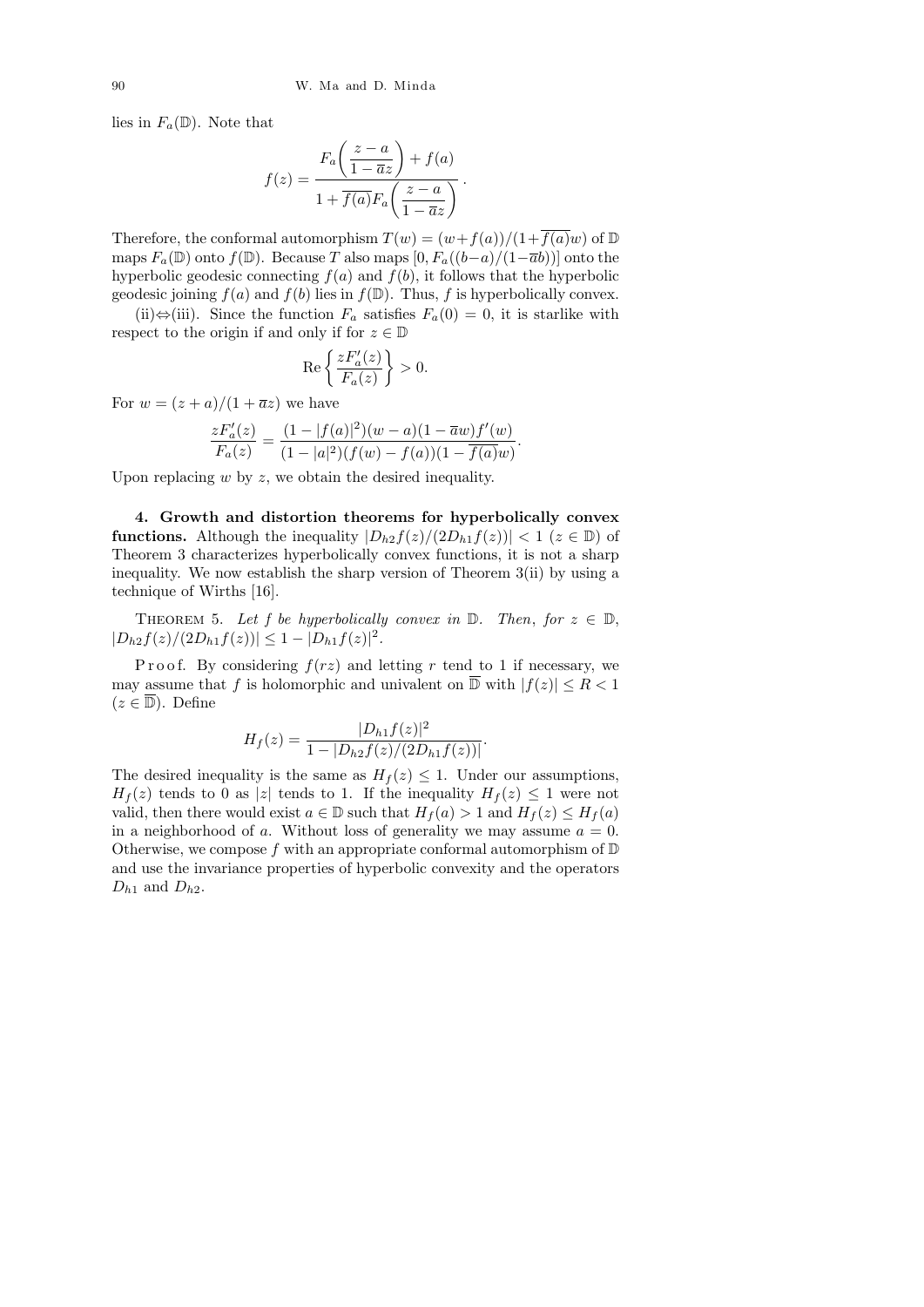lies in $F_a(\mathbb{D})$. Note that

$$f(z) = \frac{F_a\left(\dfrac{z-a}{1-\overline{a}z}\right) + f(a)}{1 + \overline{f(a)}F_a\left(\dfrac{z-a}{1-\overline{a}z}\right)}.$$

Therefore, the conformal automorphism $T(w) = (w+f(a))/(1+\overline{f(a)}w)$ of $\mathbb{D}$ maps $F_a(\mathbb{D})$ onto $f(\mathbb{D})$. Because $T$ also maps $[0, F_a((b-a)/(1-\overline{a}b))]$ onto the hyperbolic geodesic connecting $f(a)$ and $f(b)$, it follows that the hyperbolic geodesic joining $f(a)$ and $f(b)$ lies in $f(\mathbb{D})$. Thus, $f$ is hyperbolically convex.

(ii)⇔(iii). Since the function $F_a$ satisfies $F_a(0) = 0$, it is starlike with respect to the origin if and only if for $z \in \mathbb{D}$

$$\operatorname{Re}\left\{\frac{zF_a'(z)}{F_a(z)}\right\} > 0.$$

For $w = (z+a)/(1+\overline{a}z)$ we have

$$\frac{zF_a'(z)}{F_a(z)} = \frac{(1-|f(a)|^2)(w-a)(1-\overline{a}w)f'(w)}{(1-|a|^2)(f(w)-f(a))(1-\overline{f(a)}w)}.$$

Upon replacing $w$ by $z$, we obtain the desired inequality.

**4. Growth and distortion theorems for hyperbolically convex functions.** Although the inequality $|D_{h2}f(z)/(2D_{h1}f(z))| < 1$ $(z \in \mathbb{D})$ of Theorem 3 characterizes hyperbolically convex functions, it is not a sharp inequality. We now establish the sharp version of Theorem 3(ii) by using a technique of Wirths [16].

THEOREM 5. *Let $f$ be hyperbolically convex in $\mathbb{D}$. Then, for $z \in \mathbb{D}$, $|D_{h2}f(z)/(2D_{h1}f(z))| \leq 1 - |D_{h1}f(z)|^2$.*

Proof. By considering $f(rz)$ and letting $r$ tend to 1 if necessary, we may assume that $f$ is holomorphic and univalent on $\overline{\mathbb{D}}$ with $|f(z)| \leq R < 1$ $(z \in \overline{\mathbb{D}})$. Define

$$H_f(z) = \frac{|D_{h1}f(z)|^2}{1 - |D_{h2}f(z)/(2D_{h1}f(z))|}.$$

The desired inequality is the same as $H_f(z) \leq 1$. Under our assumptions, $H_f(z)$ tends to 0 as $|z|$ tends to 1. If the inequality $H_f(z) \leq 1$ were not valid, then there would exist $a \in \mathbb{D}$ such that $H_f(a) > 1$ and $H_f(z) \leq H_f(a)$ in a neighborhood of $a$. Without loss of generality we may assume $a = 0$. Otherwise, we compose $f$ with an appropriate conformal automorphism of $\mathbb{D}$ and use the invariance properties of hyperbolic convexity and the operators $D_{h1}$ and $D_{h2}$.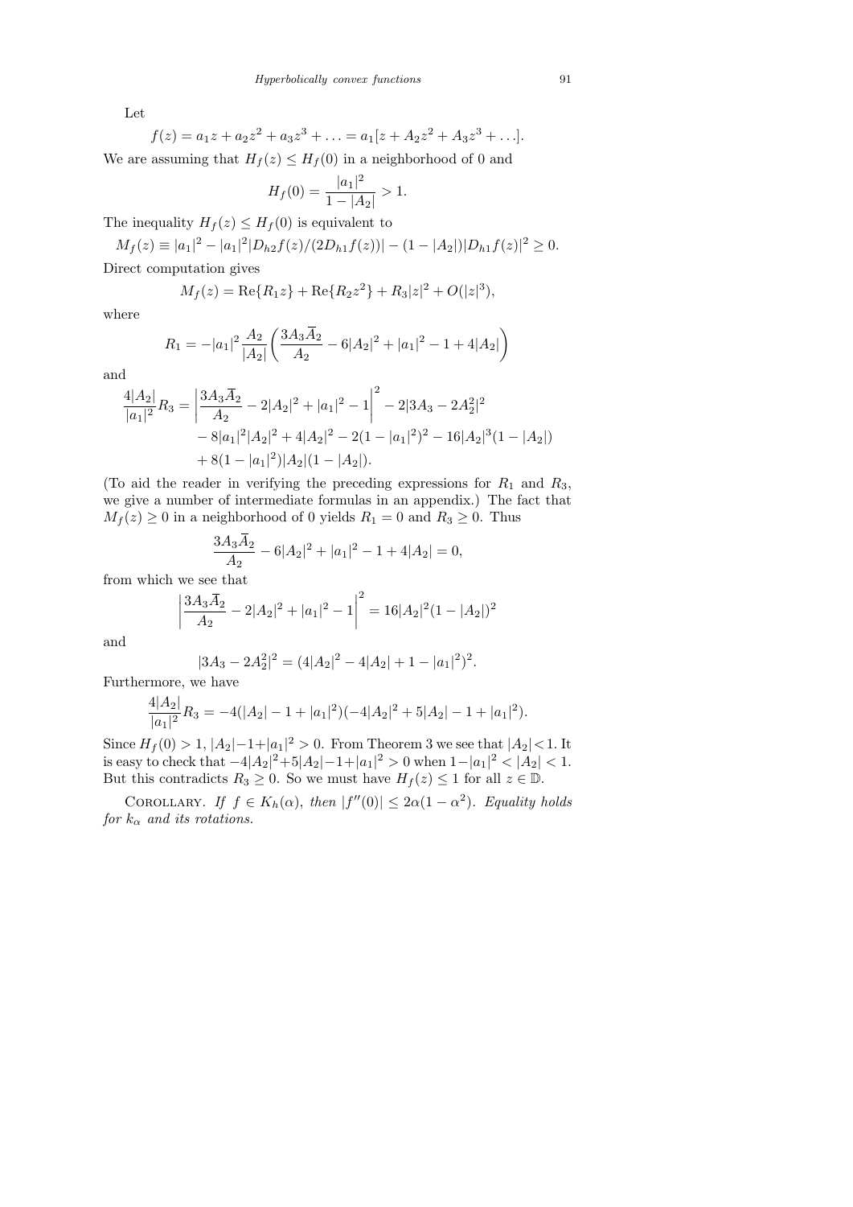Let

$$f(z) = a_1 z + a_2 z^2 + a_3 z^3 + \ldots = a_1[z + A_2 z^2 + A_3 z^3 + \ldots].$$

We are assuming that $H_f(z) \le H_f(0)$ in a neighborhood of 0 and

$$H_f(0) = \frac{|a_1|^2}{1 - |A_2|} > 1.$$

The inequality $H_f(z) \le H_f(0)$ is equivalent to

$$M_f(z) \equiv |a_1|^2 - |a_1|^2 |D_{h2} f(z)/(2D_{h1} f(z))| - (1 - |A_2|)|D_{h1} f(z)|^2 \ge 0.$$

Direct computation gives

$$M_f(z) = \mathrm{Re}\{R_1 z\} + \mathrm{Re}\{R_2 z^2\} + R_3 |z|^2 + O(|z|^3),$$

where

$$R_1 = -|a_1|^2 \frac{A_2}{|A_2|}\left(\frac{3A_3\overline{A}_2}{A_2} - 6|A_2|^2 + |a_1|^2 - 1 + 4|A_2|\right)$$

and

$$\begin{aligned}
\frac{4|A_2|}{|a_1|^2} R_3 = {} & \left|\frac{3A_3\overline{A}_2}{A_2} - 2|A_2|^2 + |a_1|^2 - 1\right|^2 - 2|3A_3 - 2A_2^2|^2 \\
& - 8|a_1|^2|A_2|^2 + 4|A_2|^2 - 2(1 - |a_1|^2)^2 - 16|A_2|^3(1 - |A_2|) \\
& + 8(1 - |a_1|^2)|A_2|(1 - |A_2|).
\end{aligned}$$

(To aid the reader in verifying the preceding expressions for $R_1$ and $R_3$, we give a number of intermediate formulas in an appendix.) The fact that $M_f(z) \ge 0$ in a neighborhood of 0 yields $R_1 = 0$ and $R_3 \ge 0$. Thus

$$\frac{3A_3\overline{A}_2}{A_2} - 6|A_2|^2 + |a_1|^2 - 1 + 4|A_2| = 0,$$

from which we see that

$$\left|\frac{3A_3\overline{A}_2}{A_2} - 2|A_2|^2 + |a_1|^2 - 1\right|^2 = 16|A_2|^2(1 - |A_2|)^2$$

and

$$|3A_3 - 2A_2^2|^2 = (4|A_2|^2 - 4|A_2| + 1 - |a_1|^2)^2.$$

Furthermore, we have

$$\frac{4|A_2|}{|a_1|^2} R_3 = -4(|A_2| - 1 + |a_1|^2)(-4|A_2|^2 + 5|A_2| - 1 + |a_1|^2).$$

Since $H_f(0) > 1$, $|A_2| - 1 + |a_1|^2 > 0$. From Theorem 3 we see that $|A_2| < 1$. It is easy to check that $-4|A_2|^2 + 5|A_2| - 1 + |a_1|^2 > 0$ when $1 - |a_1|^2 < |A_2| < 1$. But this contradicts $R_3 \ge 0$. So we must have $H_f(z) \le 1$ for all $z \in \mathbb{D}$.

Corollary. *If $f \in K_h(\alpha)$, then $|f''(0)| \le 2\alpha(1 - \alpha^2)$. Equality holds for $k_\alpha$ and its rotations.*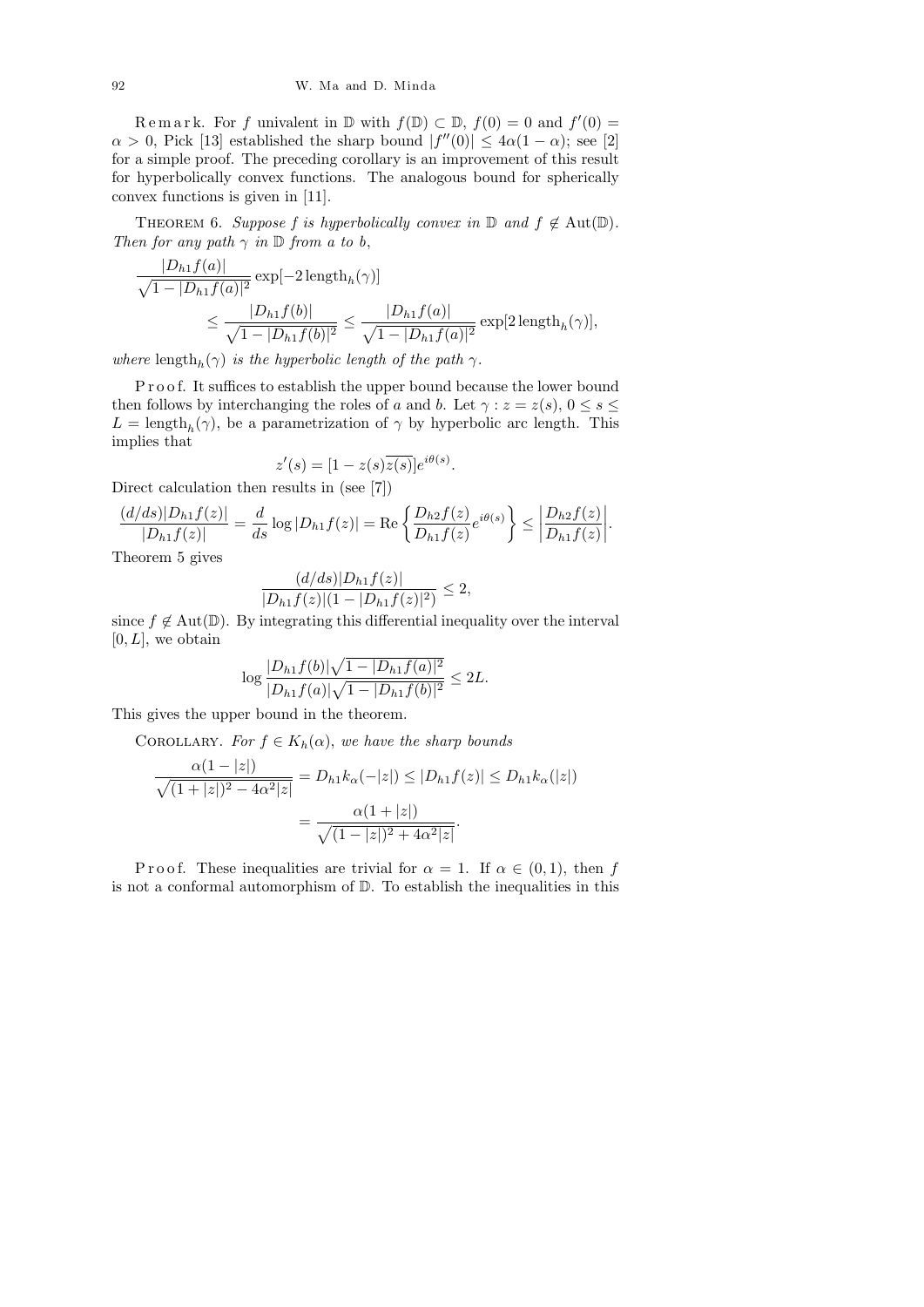R e m a r k. For $f$ univalent in $\mathbb{D}$ with $f(\mathbb{D}) \subset \mathbb{D}$, $f(0) = 0$ and $f'(0) = \alpha > 0$, Pick [13] established the sharp bound $|f''(0)| \le 4\alpha(1-\alpha)$; see [2] for a simple proof. The preceding corollary is an improvement of this result for hyperbolically convex functions. The analogous bound for spherically convex functions is given in [11].

THEOREM 6. *Suppose $f$ is hyperbolically convex in $\mathbb{D}$ and $f \notin \mathrm{Aut}(\mathbb{D})$. Then for any path $\gamma$ in $\mathbb{D}$ from $a$ to $b$,*

$$\frac{|D_{h1}f(a)|}{\sqrt{1-|D_{h1}f(a)|^2}} \exp[-2\,\mathrm{length}_h(\gamma)] \le \frac{|D_{h1}f(b)|}{\sqrt{1-|D_{h1}f(b)|^2}} \le \frac{|D_{h1}f(a)|}{\sqrt{1-|D_{h1}f(a)|^2}} \exp[2\,\mathrm{length}_h(\gamma)],$$

*where $\mathrm{length}_h(\gamma)$ is the hyperbolic length of the path $\gamma$.*

P r o o f. It suffices to establish the upper bound because the lower bound then follows by interchanging the roles of $a$ and $b$. Let $\gamma : z = z(s)$, $0 \le s \le L = \mathrm{length}_h(\gamma)$, be a parametrization of $\gamma$ by hyperbolic arc length. This implies that

$$z'(s) = [1 - z(s)\overline{z(s)}]e^{i\theta(s)}.$$

Direct calculation then results in (see [7])

$$\frac{(d/ds)|D_{h1}f(z)|}{|D_{h1}f(z)|} = \frac{d}{ds}\log|D_{h1}f(z)| = \mathrm{Re}\left\{\frac{D_{h2}f(z)}{D_{h1}f(z)}e^{i\theta(s)}\right\} \le \left|\frac{D_{h2}f(z)}{D_{h1}f(z)}\right|.$$

Theorem 5 gives

$$\frac{(d/ds)|D_{h1}f(z)|}{|D_{h1}f(z)|(1-|D_{h1}f(z)|^2)} \le 2,$$

since $f \notin \mathrm{Aut}(\mathbb{D})$. By integrating this differential inequality over the interval $[0, L]$, we obtain

$$\log\frac{|D_{h1}f(b)|\sqrt{1-|D_{h1}f(a)|^2}}{|D_{h1}f(a)|\sqrt{1-|D_{h1}f(b)|^2}} \le 2L.$$

This gives the upper bound in the theorem.

COROLLARY. *For $f \in K_h(\alpha)$, we have the sharp bounds*

$$\frac{\alpha(1-|z|)}{\sqrt{(1+|z|)^2 - 4\alpha^2|z|}} = D_{h1}k_\alpha(-|z|) \le |D_{h1}f(z)| \le D_{h1}k_\alpha(|z|) = \frac{\alpha(1+|z|)}{\sqrt{(1-|z|)^2 + 4\alpha^2|z|}}.$$

P r o o f. These inequalities are trivial for $\alpha = 1$. If $\alpha \in (0, 1)$, then $f$ is not a conformal automorphism of $\mathbb{D}$. To establish the inequalities in this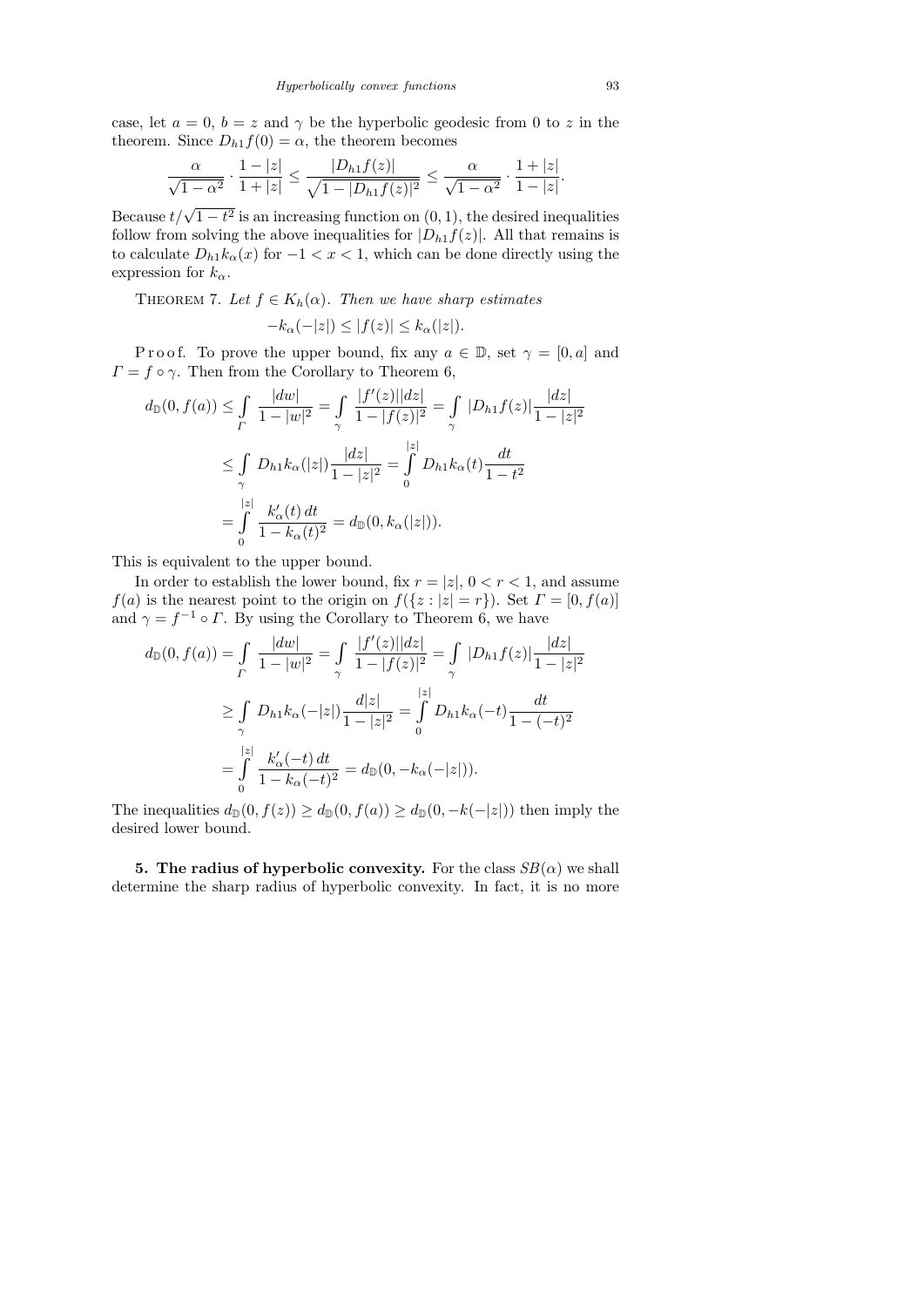case, let $a = 0$, $b = z$ and $\gamma$ be the hyperbolic geodesic from 0 to $z$ in the theorem. Since $D_{h1}f(0) = \alpha$, the theorem becomes

$$\frac{\alpha}{\sqrt{1-\alpha^2}} \cdot \frac{1-|z|}{1+|z|} \le \frac{|D_{h1}f(z)|}{\sqrt{1-|D_{h1}f(z)|^2}} \le \frac{\alpha}{\sqrt{1-\alpha^2}} \cdot \frac{1+|z|}{1-|z|}.$$

Because $t/\sqrt{1-t^2}$ is an increasing function on $(0,1)$, the desired inequalities follow from solving the above inequalities for $|D_{h1}f(z)|$. All that remains is to calculate $D_{h1}k_\alpha(x)$ for $-1 < x < 1$, which can be done directly using the expression for $k_\alpha$.

THEOREM 7. *Let $f \in K_h(\alpha)$. Then we have sharp estimates*

$$-k_\alpha(-|z|) \le |f(z)| \le k_\alpha(|z|).$$

Proof. To prove the upper bound, fix any $a \in \mathbb{D}$, set $\gamma = [0, a]$ and $\Gamma = f \circ \gamma$. Then from the Corollary to Theorem 6,

$$\begin{aligned} d_{\mathbb{D}}(0, f(a)) &\le \int_\Gamma \frac{|dw|}{1-|w|^2} = \int_\gamma \frac{|f'(z)||dz|}{1-|f(z)|^2} = \int_\gamma |D_{h1}f(z)| \frac{|dz|}{1-|z|^2} \\ &\le \int_\gamma D_{h1}k_\alpha(|z|) \frac{|dz|}{1-|z|^2} = \int_0^{|z|} D_{h1}k_\alpha(t) \frac{dt}{1-t^2} \\ &= \int_0^{|z|} \frac{k_\alpha'(t)\, dt}{1-k_\alpha(t)^2} = d_{\mathbb{D}}(0, k_\alpha(|z|)). \end{aligned}$$

This is equivalent to the upper bound.

In order to establish the lower bound, fix $r = |z|$, $0 < r < 1$, and assume $f(a)$ is the nearest point to the origin on $f(\{z : |z| = r\})$. Set $\Gamma = [0, f(a)]$ and $\gamma = f^{-1} \circ \Gamma$. By using the Corollary to Theorem 6, we have

$$\begin{aligned} d_{\mathbb{D}}(0, f(a)) &= \int_\Gamma \frac{|dw|}{1-|w|^2} = \int_\gamma \frac{|f'(z)||dz|}{1-|f(z)|^2} = \int_\gamma |D_{h1}f(z)| \frac{|dz|}{1-|z|^2} \\ &\ge \int_\gamma D_{h1}k_\alpha(-|z|) \frac{d|z|}{1-|z|^2} = \int_0^{|z|} D_{h1}k_\alpha(-t) \frac{dt}{1-(-t)^2} \\ &= \int_0^{|z|} \frac{k_\alpha'(-t)\, dt}{1-k_\alpha(-t)^2} = d_{\mathbb{D}}(0, -k_\alpha(-|z|)). \end{aligned}$$

The inequalities $d_{\mathbb{D}}(0, f(z)) \ge d_{\mathbb{D}}(0, f(a)) \ge d_{\mathbb{D}}(0, -k(-|z|))$ then imply the desired lower bound.

**5. The radius of hyperbolic convexity.** For the class $SB(\alpha)$ we shall determine the sharp radius of hyperbolic convexity. In fact, it is no more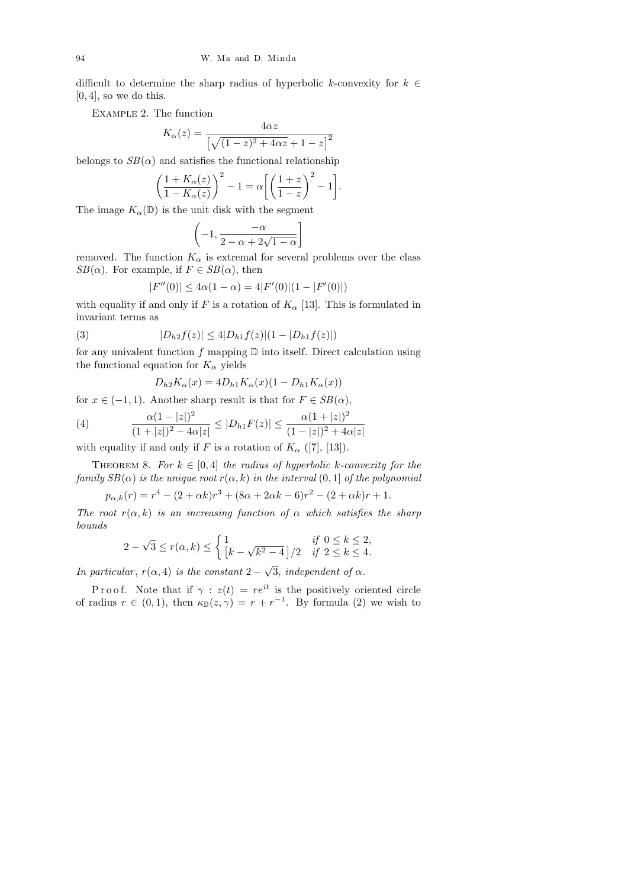difficult to determine the sharp radius of hyperbolic $k$-convexity for $k \in [0, 4]$, so we do this.

Example 2. The function

$$K_\alpha(z) = \frac{4\alpha z}{\left[\sqrt{(1-z)^2 + 4\alpha z} + 1 - z\right]^2}$$

belongs to $SB(\alpha)$ and satisfies the functional relationship

$$\left(\frac{1 + K_\alpha(z)}{1 - K_\alpha(z)}\right)^2 - 1 = \alpha\left[\left(\frac{1+z}{1-z}\right)^2 - 1\right].$$

The image $K_\alpha(\mathbb{D})$ is the unit disk with the segment

$$\left(-1, \frac{-\alpha}{2 - \alpha + 2\sqrt{1-\alpha}}\right]$$

removed. The function $K_\alpha$ is extremal for several problems over the class $SB(\alpha)$. For example, if $F \in SB(\alpha)$, then

$$|F''(0)| \le 4\alpha(1-\alpha) = 4|F'(0)|(1 - |F'(0)|)$$

with equality if and only if $F$ is a rotation of $K_\alpha$ [13]. This is formulated in invariant terms as

$$|D_{h2} f(z)| \le 4|D_{h1} f(z)|(1 - |D_{h1} f(z)|) \tag{3}$$

for any univalent function $f$ mapping $\mathbb{D}$ into itself. Direct calculation using the functional equation for $K_\alpha$ yields

$$D_{h2} K_\alpha(x) = 4 D_{h1} K_\alpha(x)(1 - D_{h1} K_\alpha(x))$$

for $x \in (-1, 1)$. Another sharp result is that for $F \in SB(\alpha)$,

$$\frac{\alpha(1 - |z|)^2}{(1 + |z|)^2 - 4\alpha|z|} \le |D_{h1} F(z)| \le \frac{\alpha(1 + |z|)^2}{(1 - |z|)^2 + 4\alpha|z|} \tag{4}$$

with equality if and only if $F$ is a rotation of $K_\alpha$ ([7], [13]).

Theorem 8. *For $k \in [0, 4]$ the radius of hyperbolic $k$-convexity for the family $SB(\alpha)$ is the unique root $r(\alpha, k)$ in the interval $(0, 1]$ of the polynomial*

$$p_{\alpha,k}(r) = r^4 - (2 + \alpha k)r^3 + (8\alpha + 2\alpha k - 6)r^2 - (2 + \alpha k)r + 1.$$

*The root $r(\alpha, k)$ is an increasing function of $\alpha$ which satisfies the sharp bounds*

$$2 - \sqrt{3} \le r(\alpha, k) \le \begin{cases} 1 & \text{if } 0 \le k \le 2, \\ \left[k - \sqrt{k^2 - 4}\right]/2 & \text{if } 2 \le k \le 4. \end{cases}$$

*In particular, $r(\alpha, 4)$ is the constant $2 - \sqrt{3}$, independent of $\alpha$.*

Proof. Note that if $\gamma : z(t) = re^{it}$ is the positively oriented circle of radius $r \in (0, 1)$, then $\kappa_{\mathbb{D}}(z, \gamma) = r + r^{-1}$. By formula (2) we wish to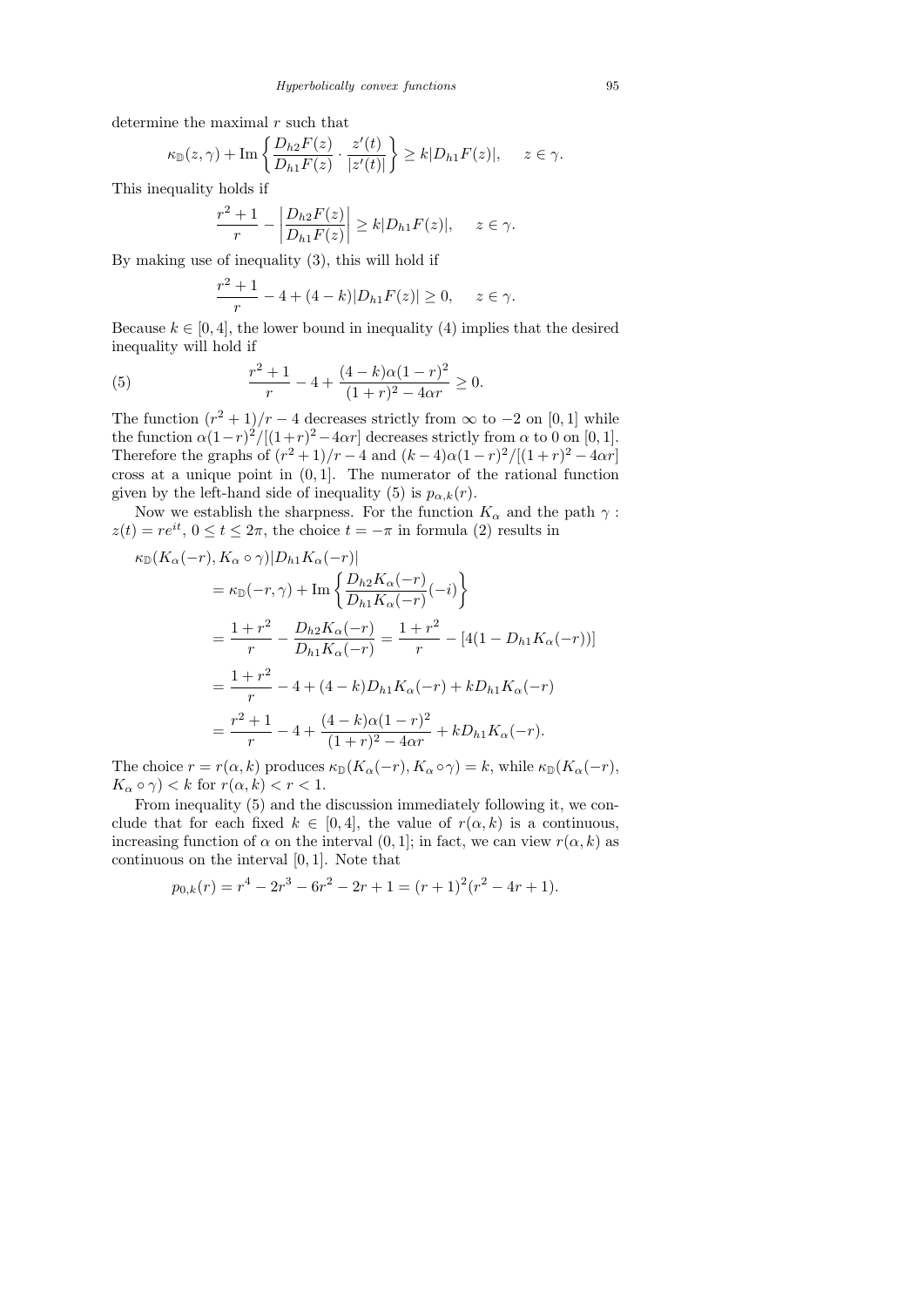determine the maximal $r$ such that

$$\kappa_{\mathbb{D}}(z,\gamma) + \operatorname{Im}\left\{\frac{D_{h2}F(z)}{D_{h1}F(z)} \cdot \frac{z'(t)}{|z'(t)|}\right\} \geq k|D_{h1}F(z)|, \quad z \in \gamma.$$

This inequality holds if

$$\frac{r^2+1}{r} - \left|\frac{D_{h2}F(z)}{D_{h1}F(z)}\right| \geq k|D_{h1}F(z)|, \quad z \in \gamma.$$

By making use of inequality (3), this will hold if

$$\frac{r^2+1}{r} - 4 + (4-k)|D_{h1}F(z)| \geq 0, \quad z \in \gamma.$$

Because $k \in [0,4]$, the lower bound in inequality (4) implies that the desired inequality will hold if

$$\frac{r^2+1}{r} - 4 + \frac{(4-k)\alpha(1-r)^2}{(1+r)^2 - 4\alpha r} \geq 0. \tag{5}$$

The function $(r^2+1)/r - 4$ decreases strictly from $\infty$ to $-2$ on $[0,1]$ while the function $\alpha(1-r)^2/[(1+r)^2 - 4\alpha r]$ decreases strictly from $\alpha$ to 0 on $[0,1]$. Therefore the graphs of $(r^2+1)/r - 4$ and $(k-4)\alpha(1-r)^2/[(1+r)^2 - 4\alpha r]$ cross at a unique point in $(0,1]$. The numerator of the rational function given by the left-hand side of inequality (5) is $p_{\alpha,k}(r)$.

Now we establish the sharpness. For the function $K_\alpha$ and the path $\gamma$ : $z(t) = re^{it}$, $0 \leq t \leq 2\pi$, the choice $t = -\pi$ in formula (2) results in

$$\begin{aligned}
\kappa_{\mathbb{D}}(K_\alpha(-r), K_\alpha \circ \gamma)&|D_{h1}K_\alpha(-r)| \\
&= \kappa_{\mathbb{D}}(-r,\gamma) + \operatorname{Im}\left\{\frac{D_{h2}K_\alpha(-r)}{D_{h1}K_\alpha(-r)}(-i)\right\} \\
&= \frac{1+r^2}{r} - \frac{D_{h2}K_\alpha(-r)}{D_{h1}K_\alpha(-r)} = \frac{1+r^2}{r} - [4(1 - D_{h1}K_\alpha(-r))] \\
&= \frac{1+r^2}{r} - 4 + (4-k)D_{h1}K_\alpha(-r) + kD_{h1}K_\alpha(-r) \\
&= \frac{r^2+1}{r} - 4 + \frac{(4-k)\alpha(1-r)^2}{(1+r)^2 - 4\alpha r} + kD_{h1}K_\alpha(-r).
\end{aligned}$$

The choice $r = r(\alpha,k)$ produces $\kappa_{\mathbb{D}}(K_\alpha(-r), K_\alpha \circ \gamma) = k$, while $\kappa_{\mathbb{D}}(K_\alpha(-r), K_\alpha \circ \gamma) < k$ for $r(\alpha,k) < r < 1$.

From inequality (5) and the discussion immediately following it, we conclude that for each fixed $k \in [0,4]$, the value of $r(\alpha,k)$ is a continuous, increasing function of $\alpha$ on the interval $(0,1]$; in fact, we can view $r(\alpha,k)$ as continuous on the interval $[0,1]$. Note that

$$p_{0,k}(r) = r^4 - 2r^3 - 6r^2 - 2r + 1 = (r+1)^2(r^2 - 4r + 1).$$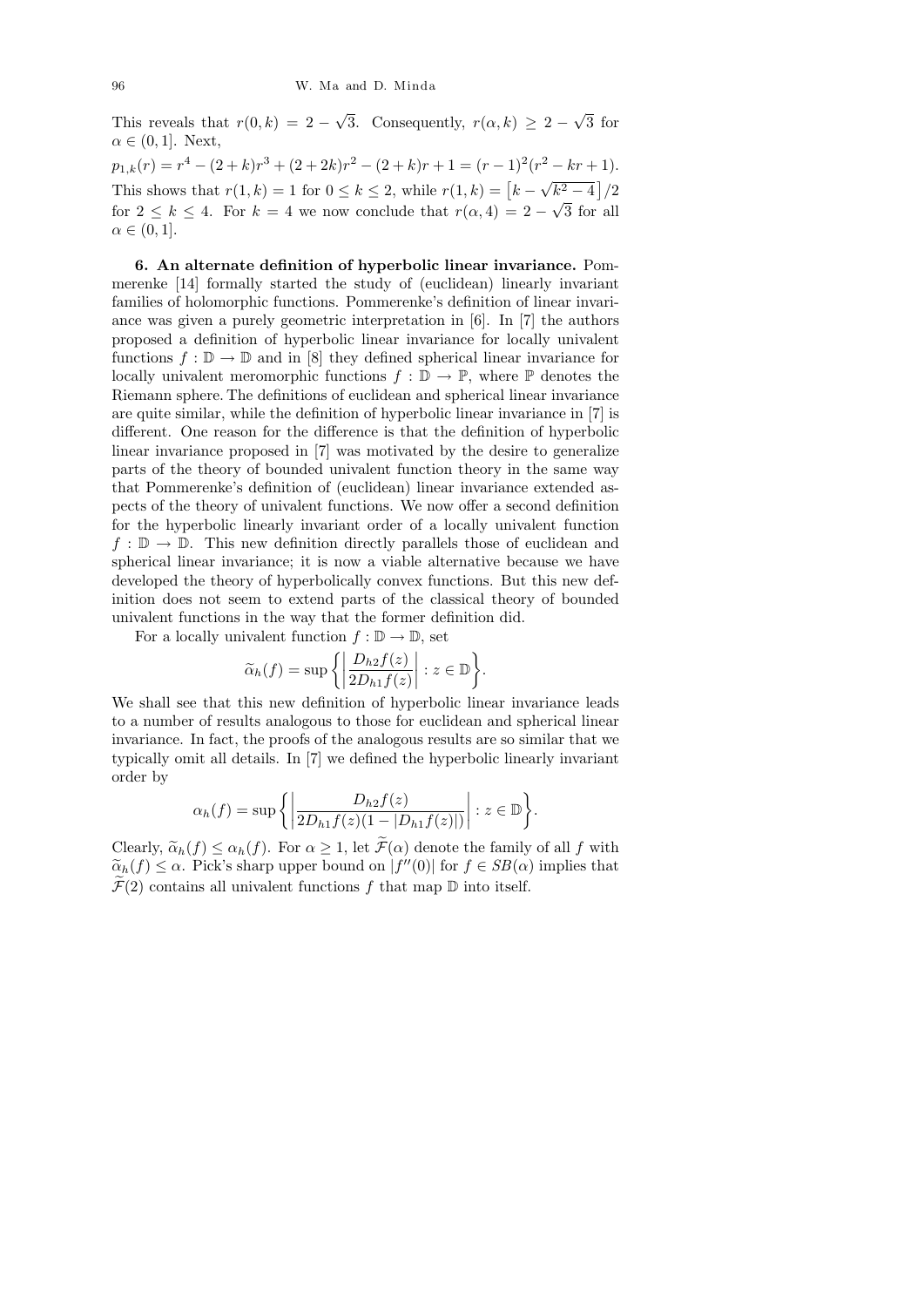This reveals that $r(0,k) = 2 - \sqrt{3}$. Consequently, $r(\alpha, k) \geq 2 - \sqrt{3}$ for $\alpha \in (0,1]$. Next,

$$p_{1,k}(r) = r^4 - (2+k)r^3 + (2+2k)r^2 - (2+k)r + 1 = (r-1)^2(r^2 - kr + 1).$$

This shows that $r(1,k) = 1$ for $0 \leq k \leq 2$, while $r(1,k) = \left[k - \sqrt{k^2 - 4}\right]/2$ for $2 \leq k \leq 4$. For $k = 4$ we now conclude that $r(\alpha, 4) = 2 - \sqrt{3}$ for all $\alpha \in (0,1]$.

**6. An alternate definition of hyperbolic linear invariance.** Pommerenke [14] formally started the study of (euclidean) linearly invariant families of holomorphic functions. Pommerenke's definition of linear invariance was given a purely geometric interpretation in [6]. In [7] the authors proposed a definition of hyperbolic linear invariance for locally univalent functions $f : \mathbb{D} \to \mathbb{D}$ and in [8] they defined spherical linear invariance for locally univalent meromorphic functions $f : \mathbb{D} \to \mathbb{P}$, where $\mathbb{P}$ denotes the Riemann sphere. The definitions of euclidean and spherical linear invariance are quite similar, while the definition of hyperbolic linear invariance in [7] is different. One reason for the difference is that the definition of hyperbolic linear invariance proposed in [7] was motivated by the desire to generalize parts of the theory of bounded univalent function theory in the same way that Pommerenke's definition of (euclidean) linear invariance extended aspects of the theory of univalent functions. We now offer a second definition for the hyperbolic linearly invariant order of a locally univalent function $f : \mathbb{D} \to \mathbb{D}$. This new definition directly parallels those of euclidean and spherical linear invariance; it is now a viable alternative because we have developed the theory of hyperbolically convex functions. But this new definition does not seem to extend parts of the classical theory of bounded univalent functions in the way that the former definition did.

For a locally univalent function $f : \mathbb{D} \to \mathbb{D}$, set

$$\widetilde{\alpha}_h(f) = \sup\left\{\left|\frac{D_{h2}f(z)}{2D_{h1}f(z)}\right| : z \in \mathbb{D}\right\}.$$

We shall see that this new definition of hyperbolic linear invariance leads to a number of results analogous to those for euclidean and spherical linear invariance. In fact, the proofs of the analogous results are so similar that we typically omit all details. In [7] we defined the hyperbolic linearly invariant order by

$$\alpha_h(f) = \sup\left\{\left|\frac{D_{h2}f(z)}{2D_{h1}f(z)(1 - |D_{h1}f(z)|)}\right| : z \in \mathbb{D}\right\}.$$

Clearly, $\widetilde{\alpha}_h(f) \leq \alpha_h(f)$. For $\alpha \geq 1$, let $\widetilde{\mathcal{F}}(\alpha)$ denote the family of all $f$ with $\widetilde{\alpha}_h(f) \leq \alpha$. Pick's sharp upper bound on $|f''(0)|$ for $f \in SB(\alpha)$ implies that $\widetilde{\mathcal{F}}(2)$ contains all univalent functions $f$ that map $\mathbb{D}$ into itself.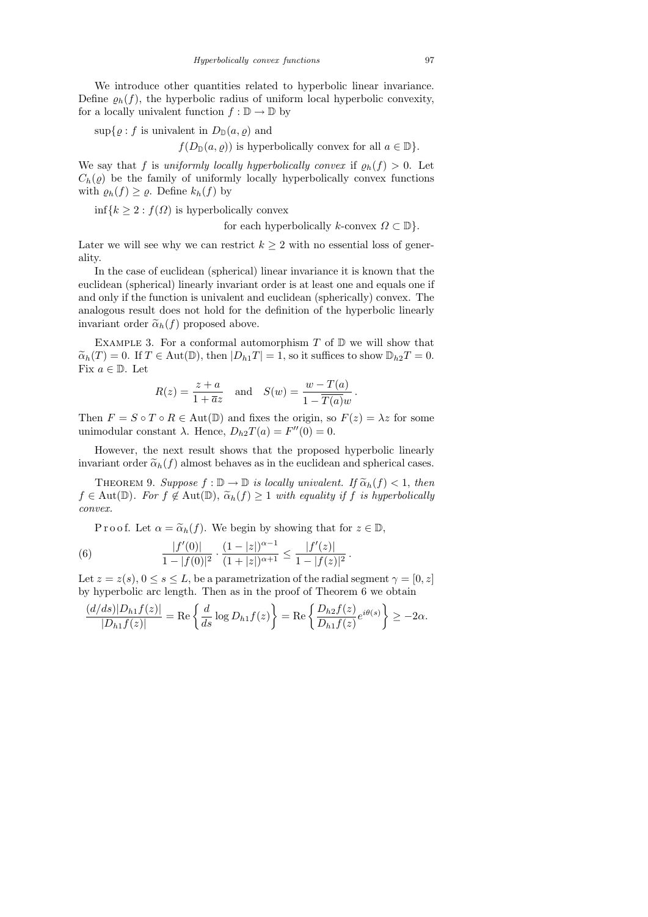We introduce other quantities related to hyperbolic linear invariance. Define $\varrho_h(f)$, the hyperbolic radius of uniform local hyperbolic convexity, for a locally univalent function $f : \mathbb{D} \to \mathbb{D}$ by

$$\sup\{\varrho : f \text{ is univalent in } D_{\mathbb{D}}(a, \varrho) \text{ and } f(D_{\mathbb{D}}(a, \varrho)) \text{ is hyperbolically convex for all } a \in \mathbb{D}\}.$$

We say that $f$ is *uniformly locally hyperbolically convex* if $\varrho_h(f) > 0$. Let $C_h(\varrho)$ be the family of uniformly locally hyperbolically convex functions with $\varrho_h(f) \geq \varrho$. Define $k_h(f)$ by

$$\inf\{k \geq 2 : f(\Omega) \text{ is hyperbolically convex for each hyperbolically } k\text{-convex } \Omega \subset \mathbb{D}\}.$$

Later we will see why we can restrict $k \geq 2$ with no essential loss of generality.

In the case of euclidean (spherical) linear invariance it is known that the euclidean (spherical) linearly invariant order is at least one and equals one if and only if the function is univalent and euclidean (spherically) convex. The analogous result does not hold for the definition of the hyperbolic linearly invariant order $\widetilde{\alpha}_h(f)$ proposed above.

Example 3. For a conformal automorphism $T$ of $\mathbb{D}$ we will show that $\widetilde{\alpha}_h(T) = 0$. If $T \in \operatorname{Aut}(\mathbb{D})$, then $|D_{h1}T| = 1$, so it suffices to show $\mathbb{D}_{h2}T = 0$. Fix $a \in \mathbb{D}$. Let

$$R(z) = \frac{z + a}{1 + \overline{a}z} \quad \text{and} \quad S(w) = \frac{w - T(a)}{1 - \overline{T(a)}w}.$$

Then $F = S \circ T \circ R \in \operatorname{Aut}(\mathbb{D})$ and fixes the origin, so $F(z) = \lambda z$ for some unimodular constant $\lambda$. Hence, $D_{h2}T(a) = F''(0) = 0$.

However, the next result shows that the proposed hyperbolic linearly invariant order $\widetilde{\alpha}_h(f)$ almost behaves as in the euclidean and spherical cases.

Theorem 9. *Suppose $f : \mathbb{D} \to \mathbb{D}$ is locally univalent. If $\widetilde{\alpha}_h(f) < 1$, then $f \in \operatorname{Aut}(\mathbb{D})$. For $f \notin \operatorname{Aut}(\mathbb{D})$, $\widetilde{\alpha}_h(f) \geq 1$ with equality if $f$ is hyperbolically convex.*

Proof. Let $\alpha = \widetilde{\alpha}_h(f)$. We begin by showing that for $z \in \mathbb{D}$,

$$\frac{|f'(0)|}{1 - |f(0)|^2} \cdot \frac{(1 - |z|)^{\alpha - 1}}{(1 + |z|)^{\alpha + 1}} \leq \frac{|f'(z)|}{1 - |f(z)|^2}. \tag{6}$$

Let $z = z(s)$, $0 \leq s \leq L$, be a parametrization of the radial segment $\gamma = [0, z]$ by hyperbolic arc length. Then as in the proof of Theorem 6 we obtain

$$\frac{(d/ds)|D_{h1}f(z)|}{|D_{h1}f(z)|} = \operatorname{Re}\left\{\frac{d}{ds} \log D_{h1}f(z)\right\} = \operatorname{Re}\left\{\frac{D_{h2}f(z)}{D_{h1}f(z)} e^{i\theta(s)}\right\} \geq -2\alpha.$$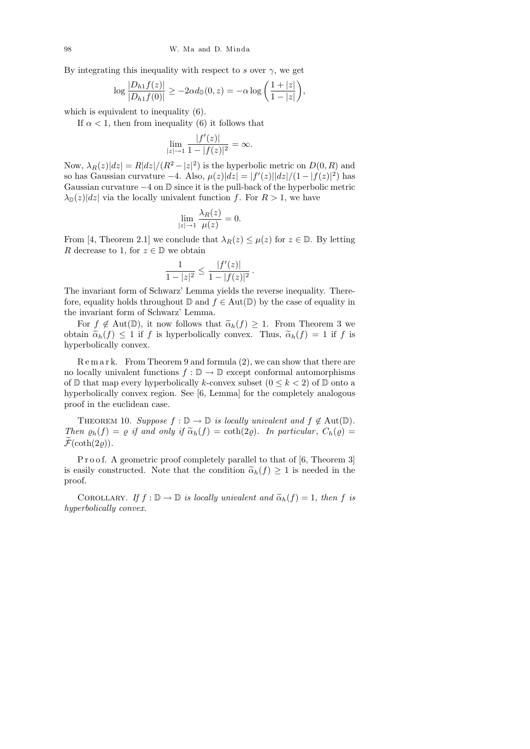By integrating this inequality with respect to $s$ over $\gamma$, we get

$$\log \frac{|D_{h1}f(z)|}{|D_{h1}f(0)|} \geq -2\alpha d_{\mathbb{D}}(0,z) = -\alpha \log\left(\frac{1+|z|}{1-|z|}\right),$$

which is equivalent to inequality (6).

If $\alpha < 1$, then from inequality (6) it follows that

$$\lim_{|z|\to 1} \frac{|f'(z)|}{1-|f(z)|^2} = \infty.$$

Now, $\lambda_R(z)|dz| = R|dz|/(R^2 - |z|^2)$ is the hyperbolic metric on $D(0,R)$ and so has Gaussian curvature $-4$. Also, $\mu(z)|dz| = |f'(z)||dz|/(1-|f(z)|^2)$ has Gaussian curvature $-4$ on $\mathbb{D}$ since it is the pull-back of the hyperbolic metric $\lambda_{\mathbb{D}}(z)|dz|$ via the locally univalent function $f$. For $R > 1$, we have

$$\lim_{|z|\to 1} \frac{\lambda_R(z)}{\mu(z)} = 0.$$

From [4, Theorem 2.1] we conclude that $\lambda_R(z) \leq \mu(z)$ for $z \in \mathbb{D}$. By letting $R$ decrease to 1, for $z \in \mathbb{D}$ we obtain

$$\frac{1}{1-|z|^2} \leq \frac{|f'(z)|}{1-|f(z)|^2}.$$

The invariant form of Schwarz' Lemma yields the reverse inequality. Therefore, equality holds throughout $\mathbb{D}$ and $f \in \operatorname{Aut}(\mathbb{D})$ by the case of equality in the invariant form of Schwarz' Lemma.

For $f \notin \operatorname{Aut}(\mathbb{D})$, it now follows that $\widetilde{\alpha}_h(f) \geq 1$. From Theorem 3 we obtain $\widetilde{\alpha}_h(f) \leq 1$ if $f$ is hyperbolically convex. Thus, $\widetilde{\alpha}_h(f) = 1$ if $f$ is hyperbolically convex.

Remark. From Theorem 9 and formula (2), we can show that there are no locally univalent functions $f : \mathbb{D} \to \mathbb{D}$ except conformal automorphisms of $\mathbb{D}$ that map every hyperbolically $k$-convex subset $(0 \leq k < 2)$ of $\mathbb{D}$ onto a hyperbolically convex region. See [6, Lemma] for the completely analogous proof in the euclidean case.

Theorem 10. *Suppose $f : \mathbb{D} \to \mathbb{D}$ is locally univalent and $f \notin \operatorname{Aut}(\mathbb{D})$. Then $\varrho_h(f) = \varrho$ if and only if $\widetilde{\alpha}_h(f) = \coth(2\varrho)$. In particular, $C_h(\varrho) = \widetilde{\mathcal{F}}(\coth(2\varrho))$.*

Proof. A geometric proof completely parallel to that of [6, Theorem 3] is easily constructed. Note that the condition $\widetilde{\alpha}_h(f) \geq 1$ is needed in the proof.

Corollary. *If $f : \mathbb{D} \to \mathbb{D}$ is locally univalent and $\widetilde{\alpha}_h(f) = 1$, then $f$ is hyperbolically convex.*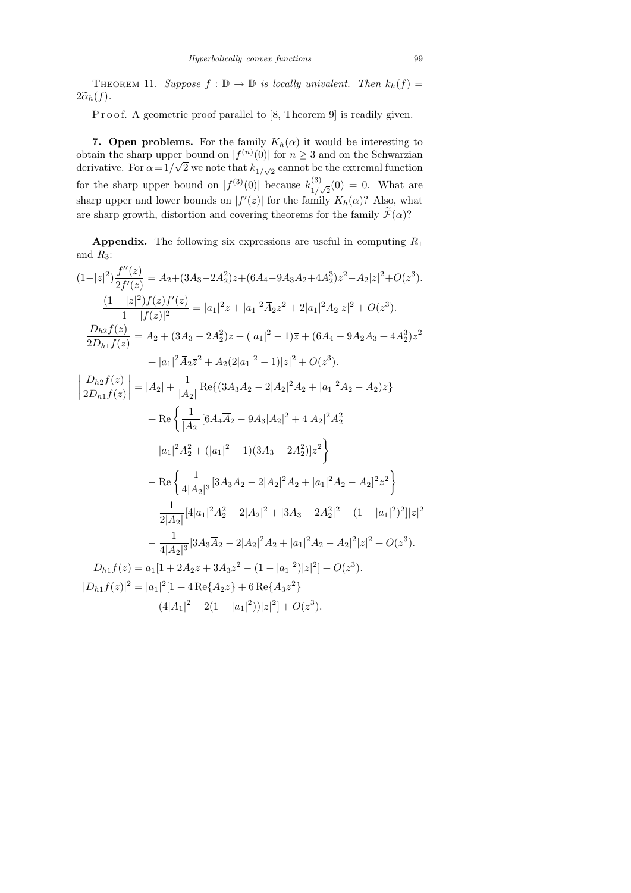THEOREM 11. *Suppose $f : \mathbb{D} \to \mathbb{D}$ is locally univalent. Then $k_h(f) = 2\widetilde{\alpha}_h(f)$.*

Proof. A geometric proof parallel to [8, Theorem 9] is readily given.

**7. Open problems.** For the family $K_h(\alpha)$ it would be interesting to obtain the sharp upper bound on $|f^{(n)}(0)|$ for $n \geq 3$ and on the Schwarzian derivative. For $\alpha = 1/\sqrt{2}$ we note that $k_{1/\sqrt{2}}$ cannot be the extremal function for the sharp upper bound on $|f^{(3)}(0)|$ because $k^{(3)}_{1/\sqrt{2}}(0) = 0$. What are sharp upper and lower bounds on $|f'(z)|$ for the family $K_h(\alpha)$? Also, what are sharp growth, distortion and covering theorems for the family $\widetilde{\mathcal{F}}(\alpha)$?

**Appendix.** The following six expressions are useful in computing $R_1$ and $R_3$:

$$(1-|z|^2)\frac{f''(z)}{2f'(z)} = A_2 + (3A_3 - 2A_2^2)z + (6A_4 - 9A_3A_2 + 4A_2^3)z^2 - A_2|z|^2 + O(z^3).$$

$$\frac{(1-|z|^2)\overline{f(z)}f'(z)}{1-|f(z)|^2} = |a_1|^2\overline{z} + |a_1|^2\overline{A}_2\overline{z}^2 + 2|a_1|^2A_2|z|^2 + O(z^3).$$

$$\begin{aligned}\frac{D_{h2}f(z)}{2D_{h1}f(z)} &= A_2 + (3A_3 - 2A_2^2)z + (|a_1|^2 - 1)\overline{z} + (6A_4 - 9A_2A_3 + 4A_2^3)z^2 \\ &\quad + |a_1|^2\overline{A}_2\overline{z}^2 + A_2(2|a_1|^2 - 1)|z|^2 + O(z^3).\end{aligned}$$

$$\begin{aligned}\left|\frac{D_{h2}f(z)}{2D_{h1}f(z)}\right| &= |A_2| + \frac{1}{|A_2|}\operatorname{Re}\{(3A_3\overline{A}_2 - 2|A_2|^2A_2 + |a_1|^2A_2 - A_2)z\} \\ &\quad + \operatorname{Re}\left\{\frac{1}{|A_2|}[6A_4\overline{A}_2 - 9A_3|A_2|^2 + 4|A_2|^2A_2^2 \right. \\ &\quad \left. + |a_1|^2A_2^2 + (|a_1|^2 - 1)(3A_3 - 2A_2^2)]z^2\right\} \\ &\quad - \operatorname{Re}\left\{\frac{1}{4|A_2|^3}[3A_3\overline{A}_2 - 2|A_2|^2A_2 + |a_1|^2A_2 - A_2]^2z^2\right\} \\ &\quad + \frac{1}{2|A_2|}[4|a_1|^2A_2^2 - 2|A_2|^2 + |3A_3 - 2A_2^2|^2 - (1-|a_1|^2)^2]|z|^2 \\ &\quad - \frac{1}{4|A_2|^3}|3A_3\overline{A}_2 - 2|A_2|^2A_2 + |a_1|^2A_2 - A_2|^2|z|^2 + O(z^3).\end{aligned}$$

$$D_{h1}f(z) = a_1[1 + 2A_2z + 3A_3z^2 - (1-|a_1|^2)|z|^2] + O(z^3).$$

$$\begin{aligned}|D_{h1}f(z)|^2 &= |a_1|^2[1 + 4\operatorname{Re}\{A_2z\} + 6\operatorname{Re}\{A_3z^2\} \\ &\quad + (4|A_1|^2 - 2(1-|a_1|^2))|z|^2] + O(z^3).\end{aligned}$$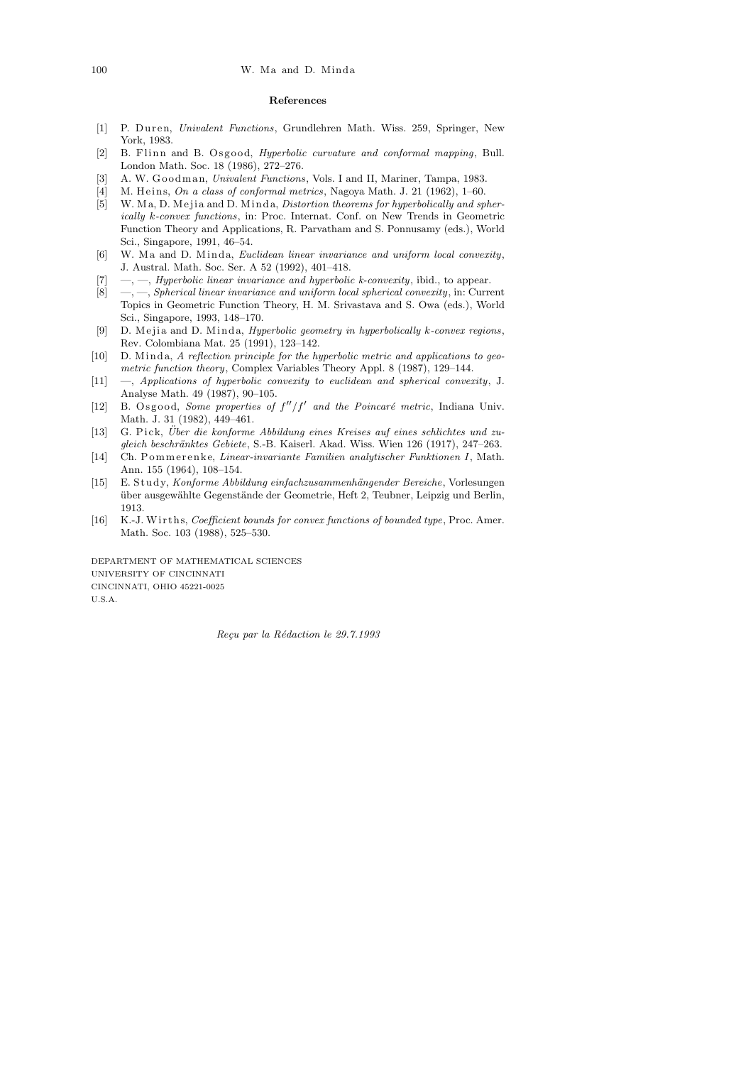## References

[1] P. Duren, *Univalent Functions*, Grundlehren Math. Wiss. 259, Springer, New York, 1983.

[2] B. Flinn and B. Osgood, *Hyperbolic curvature and conformal mapping*, Bull. London Math. Soc. 18 (1986), 272–276.

[3] A. W. Goodman, *Univalent Functions*, Vols. I and II, Mariner, Tampa, 1983.

[4] M. Heins, *On a class of conformal metrics*, Nagoya Math. J. 21 (1962), 1–60.

[5] W. Ma, D. Mejia and D. Minda, *Distortion theorems for hyperbolically and spherically k-convex functions*, in: Proc. Internat. Conf. on New Trends in Geometric Function Theory and Applications, R. Parvatham and S. Ponnusamy (eds.), World Sci., Singapore, 1991, 46–54.

[6] W. Ma and D. Minda, *Euclidean linear invariance and uniform local convexity*, J. Austral. Math. Soc. Ser. A 52 (1992), 401–418.

[7] —, —, *Hyperbolic linear invariance and hyperbolic k-convexity*, ibid., to appear.

[8] —, —, *Spherical linear invariance and uniform local spherical convexity*, in: Current Topics in Geometric Function Theory, H. M. Srivastava and S. Owa (eds.), World Sci., Singapore, 1993, 148–170.

[9] D. Mejia and D. Minda, *Hyperbolic geometry in hyperbolically k-convex regions*, Rev. Colombiana Mat. 25 (1991), 123–142.

[10] D. Minda, *A reflection principle for the hyperbolic metric and applications to geometric function theory*, Complex Variables Theory Appl. 8 (1987), 129–144.

[11] —, *Applications of hyperbolic convexity to euclidean and spherical convexity*, J. Analyse Math. 49 (1987), 90–105.

[12] B. Osgood, *Some properties of $f''/f'$ and the Poincaré metric*, Indiana Univ. Math. J. 31 (1982), 449–461.

[13] G. Pick, *Über die konforme Abbildung eines Kreises auf eines schlichtes und zugleich beschränktes Gebiete*, S.-B. Kaiserl. Akad. Wiss. Wien 126 (1917), 247–263.

[14] Ch. Pommerenke, *Linear-invariante Familien analytischer Funktionen I*, Math. Ann. 155 (1964), 108–154.

[15] E. Study, *Konforme Abbildung einfachzusammenhängender Bereiche*, Vorlesungen über ausgewählte Gegenstände der Geometrie, Heft 2, Teubner, Leipzig und Berlin, 1913.

[16] K.-J. Wirths, *Coefficient bounds for convex functions of bounded type*, Proc. Amer. Math. Soc. 103 (1988), 525–530.

DEPARTMENT OF MATHEMATICAL SCIENCES
UNIVERSITY OF CINCINNATI
CINCINNATI, OHIO 45221-0025
U.S.A.

*Reçu par la Rédaction le 29.7.1993*